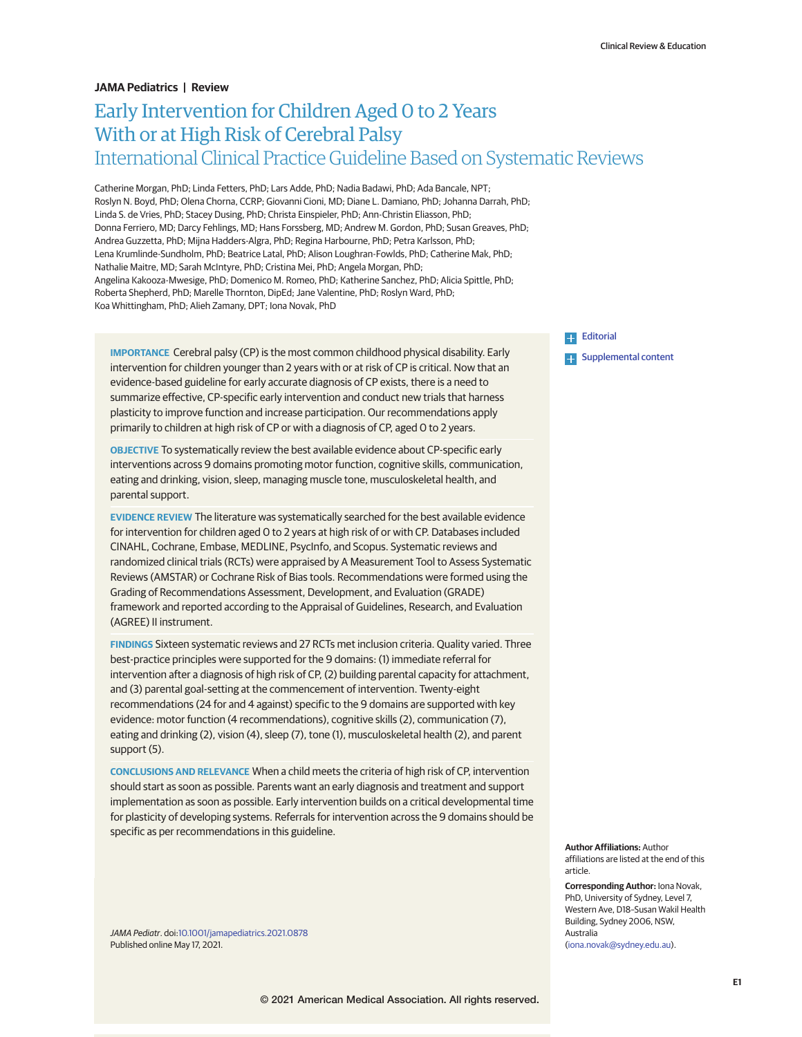JAMA Pediatrics | Review

# Early Intervention for Children Aged 0 to 2 Years With or at High Risk of Cerebral Palsy
## International Clinical Practice Guideline Based on Systematic Reviews

Catherine Morgan, PhD; Linda Fetters, PhD; Lars Adde, PhD; Nadia Badawi, PhD; Ada Bancale, NPT; Roslyn N. Boyd, PhD; Olena Chorna, CCRP; Giovanni Cioni, MD; Diane L. Damiano, PhD; Johanna Darrah, PhD; Linda S. de Vries, PhD; Stacey Dusing, PhD; Christa Einspieler, PhD; Ann-Christin Eliasson, PhD; Donna Ferriero, MD; Darcy Fehlings, MD; Hans Forssberg, MD; Andrew M. Gordon, PhD; Susan Greaves, PhD; Andrea Guzzetta, PhD; Mijna Hadders-Algra, PhD; Regina Harbourne, PhD; Petra Karlsson, PhD; Lena Krumlinde-Sundholm, PhD; Beatrice Latal, PhD; Alison Loughran-Fowlds, PhD; Catherine Mak, PhD; Nathalie Maitre, MD; Sarah McIntyre, PhD; Cristina Mei, PhD; Angela Morgan, PhD; Angelina Kakooza-Mwesige, PhD; Domenico M. Romeo, PhD; Katherine Sanchez, PhD; Alicia Spittle, PhD; Roberta Shepherd, PhD; Marelle Thornton, DipEd; Jane Valentine, PhD; Roslyn Ward, PhD; Koa Whittingham, PhD; Alieh Zamany, DPT; Iona Novak, PhD

**IMPORTANCE** Cerebral palsy (CP) is the most common childhood physical disability. Early intervention for children younger than 2 years with or at risk of CP is critical. Now that an evidence-based guideline for early accurate diagnosis of CP exists, there is a need to summarize effective, CP-specific early intervention and conduct new trials that harness plasticity to improve function and increase participation. Our recommendations apply primarily to children at high risk of CP or with a diagnosis of CP, aged 0 to 2 years.

**OBJECTIVE** To systematically review the best available evidence about CP-specific early interventions across 9 domains promoting motor function, cognitive skills, communication, eating and drinking, vision, sleep, managing muscle tone, musculoskeletal health, and parental support.

**EVIDENCE REVIEW** The literature was systematically searched for the best available evidence for intervention for children aged 0 to 2 years at high risk of or with CP. Databases included CINAHL, Cochrane, Embase, MEDLINE, PsycInfo, and Scopus. Systematic reviews and randomized clinical trials (RCTs) were appraised by A Measurement Tool to Assess Systematic Reviews (AMSTAR) or Cochrane Risk of Bias tools. Recommendations were formed using the Grading of Recommendations Assessment, Development, and Evaluation (GRADE) framework and reported according to the Appraisal of Guidelines, Research, and Evaluation (AGREE) II instrument.

**FINDINGS** Sixteen systematic reviews and 27 RCTs met inclusion criteria. Quality varied. Three best-practice principles were supported for the 9 domains: (1) immediate referral for intervention after a diagnosis of high risk of CP, (2) building parental capacity for attachment, and (3) parental goal-setting at the commencement of intervention. Twenty-eight recommendations (24 for and 4 against) specific to the 9 domains are supported with key evidence: motor function (4 recommendations), cognitive skills (2), communication (7), eating and drinking (2), vision (4), sleep (7), tone (1), musculoskeletal health (2), and parent support (5).

**CONCLUSIONS AND RELEVANCE** When a child meets the criteria of high risk of CP, intervention should start as soon as possible. Parents want an early diagnosis and treatment and support implementation as soon as possible. Early intervention builds on a critical developmental time for plasticity of developing systems. Referrals for intervention across the 9 domains should be specific as per recommendations in this guideline.

*JAMA Pediatr*. doi:10.1001/jamapediatrics.2021.0878
Published online May 17, 2021.

Editorial

Supplemental content

**Author Affiliations:** Author affiliations are listed at the end of this article.

**Corresponding Author:** Iona Novak, PhD, University of Sydney, Level 7, Western Ave, D18–Susan Wakil Health Building, Sydney 2006, NSW, Australia (iona.novak@sydney.edu.au).

© 2021 American Medical Association. All rights reserved.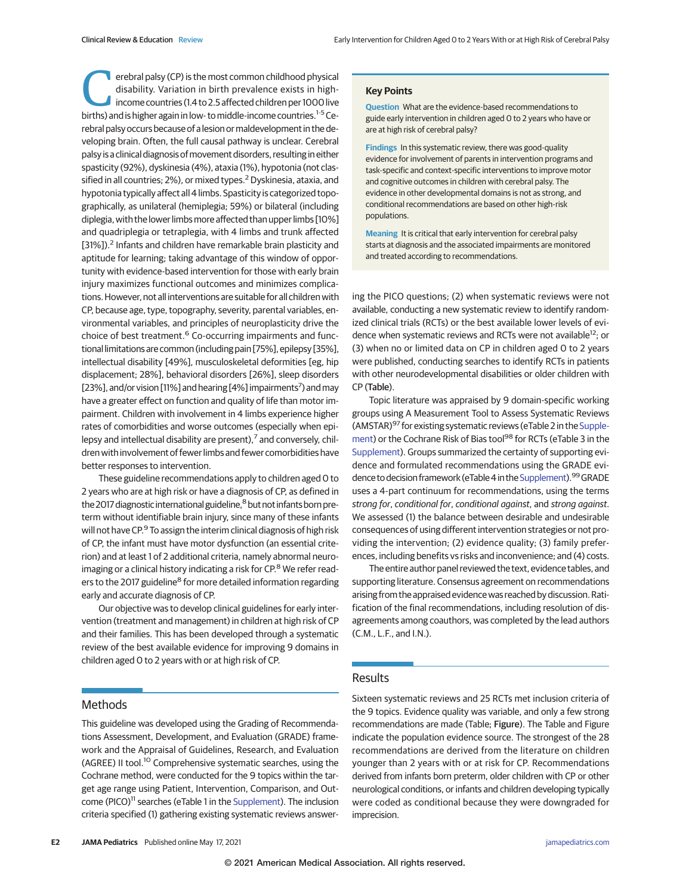Cerebral palsy (CP) is the most common childhood physical disability. Variation in birth prevalence exists in high-income countries (1.4 to 2.5 affected children per 1000 live births) and is higher again in low- to middle-income countries.[1-5] Cerebral palsy occurs because of a lesion or maldevelopment in the developing brain. Often, the full causal pathway is unclear. Cerebral palsy is a clinical diagnosis of movement disorders, resulting in either spasticity (92%), dyskinesia (4%), ataxia (1%), hypotonia (not classified in all countries; 2%), or mixed types.[2] Dyskinesia, ataxia, and hypotonia typically affect all 4 limbs. Spasticity is categorized topographically, as unilateral (hemiplegia; 59%) or bilateral (including diplegia, with the lower limbs more affected than upper limbs [10%] and quadriplegia or tetraplegia, with 4 limbs and trunk affected [31%]).[2] Infants and children have remarkable brain plasticity and aptitude for learning; taking advantage of this window of opportunity with evidence-based intervention for those with early brain injury maximizes functional outcomes and minimizes complications. However, not all interventions are suitable for all children with CP, because age, type, topography, severity, parental variables, environmental variables, and principles of neuroplasticity drive the choice of best treatment.[6] Co-occurring impairments and functional limitations are common (including pain [75%], epilepsy [35%], intellectual disability [49%], musculoskeletal deformities [eg, hip displacement; 28%], behavioral disorders [26%], sleep disorders [23%], and/or vision [11%] and hearing [4%] impairments[7]) and may have a greater effect on function and quality of life than motor impairment. Children with involvement in 4 limbs experience higher rates of comorbidities and worse outcomes (especially when epilepsy and intellectual disability are present),[7] and conversely, children with involvement of fewer limbs and fewer comorbidities have better responses to intervention.

These guideline recommendations apply to children aged 0 to 2 years who are at high risk or have a diagnosis of CP, as defined in the 2017 diagnostic international guideline,[8] but not infants born preterm without identifiable brain injury, since many of these infants will not have CP.[9] To assign the interim clinical diagnosis of high risk of CP, the infant must have motor dysfunction (an essential criterion) and at least 1 of 2 additional criteria, namely abnormal neuroimaging or a clinical history indicating a risk for CP.[8] We refer readers to the 2017 guideline[8] for more detailed information regarding early and accurate diagnosis of CP.

Our objective was to develop clinical guidelines for early intervention (treatment and management) in children at high risk of CP and their families. This has been developed through a systematic review of the best available evidence for improving 9 domains in children aged 0 to 2 years with or at high risk of CP.

> **Key Points**
>
> **Question** What are the evidence-based recommendations to guide early intervention in children aged 0 to 2 years who have or are at high risk of cerebral palsy?
>
> **Findings** In this systematic review, there was good-quality evidence for involvement of parents in intervention programs and task-specific and context-specific interventions to improve motor and cognitive outcomes in children with cerebral palsy. The evidence in other developmental domains is not as strong, and conditional recommendations are based on other high-risk populations.
>
> **Meaning** It is critical that early intervention for cerebral palsy starts at diagnosis and the associated impairments are monitored and treated according to recommendations.

## Methods

This guideline was developed using the Grading of Recommendations Assessment, Development, and Evaluation (GRADE) framework and the Appraisal of Guidelines, Research, and Evaluation (AGREE) II tool.[10] Comprehensive systematic searches, using the Cochrane method, were conducted for the 9 topics within the target age range using Patient, Intervention, Comparison, and Outcome (PICO)[11] searches (eTable 1 in the Supplement). The inclusion criteria specified (1) gathering existing systematic reviews answering the PICO questions; (2) when systematic reviews were not available, conducting a new systematic review to identify randomized clinical trials (RCTs) or the best available lower levels of evidence when systematic reviews and RCTs were not available[12]; or (3) when no or limited data on CP in children aged 0 to 2 years were published, conducting searches to identify RCTs in patients with other neurodevelopmental disabilities or older children with CP (Table).

Topic literature was appraised by 9 domain-specific working groups using A Measurement Tool to Assess Systematic Reviews (AMSTAR)[97] for existing systematic reviews (eTable 2 in the Supplement) or the Cochrane Risk of Bias tool[98] for RCTs (eTable 3 in the Supplement). Groups summarized the certainty of supporting evidence and formulated recommendations using the GRADE evidence to decision framework (eTable 4 in the Supplement).[99] GRADE uses a 4-part continuum for recommendations, using the terms *strong for*, *conditional for*, *conditional against*, and *strong against*. We assessed (1) the balance between desirable and undesirable consequences of using different intervention strategies or not providing the intervention; (2) evidence quality; (3) family preferences, including benefits vs risks and inconvenience; and (4) costs.

The entire author panel reviewed the text, evidence tables, and supporting literature. Consensus agreement on recommendations arising from the appraised evidence was reached by discussion. Ratification of the final recommendations, including resolution of disagreements among coauthors, was completed by the lead authors (C.M., L.F., and I.N.).

## Results

Sixteen systematic reviews and 25 RCTs met inclusion criteria of the 9 topics. Evidence quality was variable, and only a few strong recommendations are made (Table; Figure). The Table and Figure indicate the population evidence source. The strongest of the 28 recommendations are derived from the literature on children younger than 2 years with or at risk for CP. Recommendations derived from infants born preterm, older children with CP or other neurological conditions, or infants and children developing typically were coded as conditional because they were downgraded for imprecision.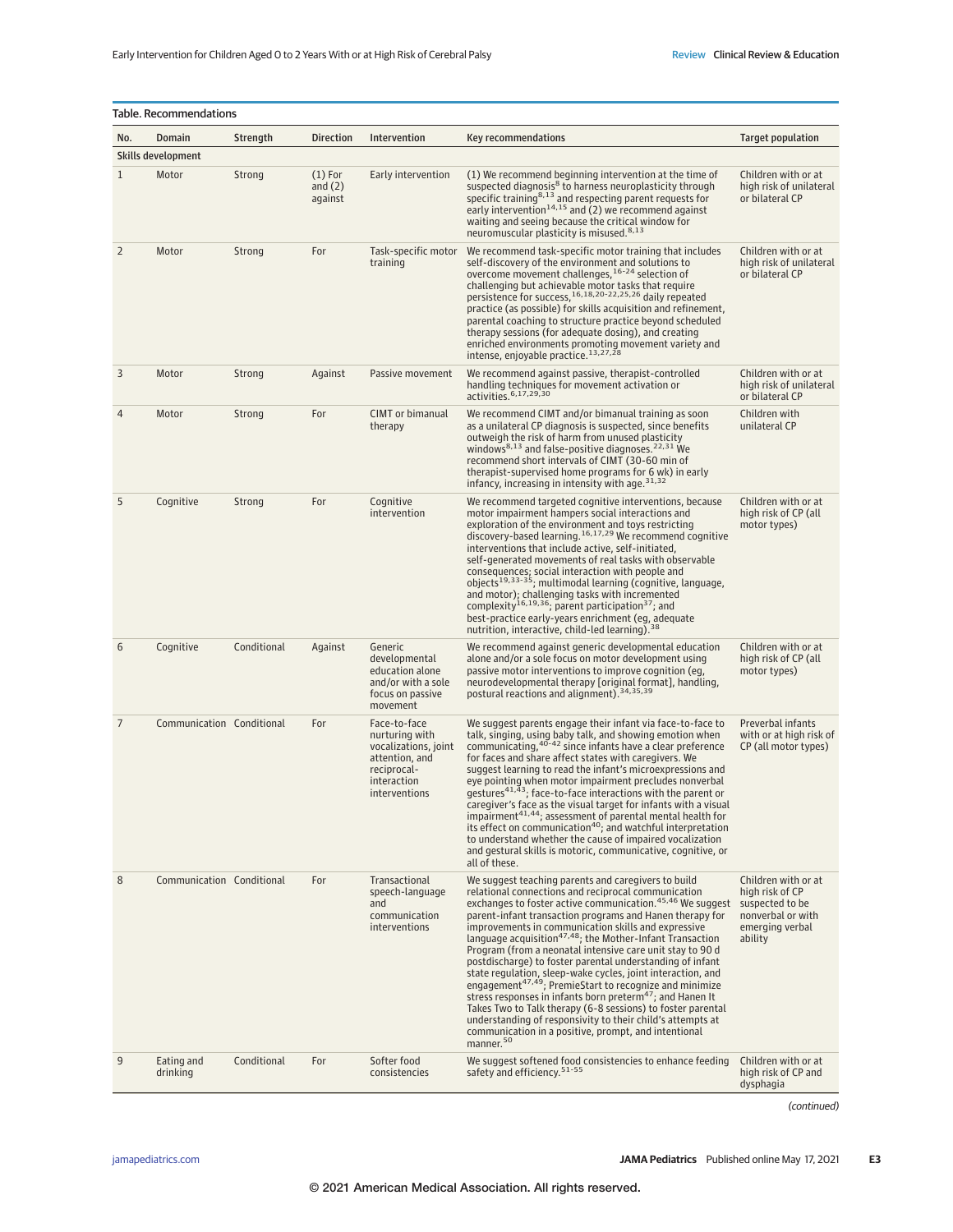**Table. Recommendations**

| No. | Domain | Strength | Direction | Intervention | Key recommendations | Target population |
|---|---|---|---|---|---|---|
| **Skills development** | | | | | | |
| 1 | Motor | Strong | (1) For and (2) against | Early intervention | (1) We recommend beginning intervention at the time of suspected diagnosis[8] to harness neuroplasticity through specific training[8,13] and respecting parent requests for early intervention[14,15] and (2) we recommend against waiting and seeing because the critical window for neuromuscular plasticity is misused.[8,13] | Children with or at high risk of unilateral or bilateral CP |
| 2 | Motor | Strong | For | Task-specific motor training | We recommend task-specific motor training that includes self-discovery of the environment and solutions to overcome movement challenges,[16-24] selection of challenging but achievable motor tasks that require persistence for success,[16,18,20-22,25,26] daily repeated practice (as possible) for skills acquisition and refinement, parental coaching to structure practice beyond scheduled therapy sessions (for adequate dosing), and creating enriched environments promoting movement variety and intense, enjoyable practice.[13,27,28] | Children with or at high risk of unilateral or bilateral CP |
| 3 | Motor | Strong | Against | Passive movement | We recommend against passive, therapist-controlled handling techniques for movement activation or activities.[6,17,29,30] | Children with or at high risk of unilateral or bilateral CP |
| 4 | Motor | Strong | For | CIMT or bimanual therapy | We recommend CIMT and/or bimanual training as soon as a unilateral CP diagnosis is suspected, since benefits outweigh the risk of harm from unused plasticity windows[8,13] and false-positive diagnoses.[22,31] We recommend short intervals of CIMT (30-60 min of therapist-supervised home programs for 6 wk) in early infancy, increasing in intensity with age.[31,32] | Children with unilateral CP |
| 5 | Cognitive | Strong | For | Cognitive intervention | We recommend targeted cognitive interventions, because motor impairment hampers social interactions and exploration of the environment and toys restricting discovery-based learning.[16,17,29] We recommend cognitive interventions that include active, self-initiated, self-generated movements of real tasks with observable consequences; social interaction with people and objects[19,33-35]; multimodal learning (cognitive, language, and motor); challenging tasks with incremented complexity[16,19,36]; parent participation[37]; and best-practice early-years enrichment (eg, adequate nutrition, interactive, child-led learning).[38] | Children with or at high risk of CP (all motor types) |
| 6 | Cognitive | Conditional | Against | Generic developmental education alone and/or with a sole focus on passive movement | We recommend against generic developmental education alone and/or a sole focus on motor development using passive motor interventions to improve cognition (eg, neurodevelopmental therapy [original format], handling, postural reactions and alignment).[34,35,39] | Children with or at high risk of CP (all motor types) |
| 7 | Communication | Conditional | For | Face-to-face nurturing with vocalizations, joint attention, and reciprocal-interaction interventions | We suggest parents engage their infant via face-to-face to talk, singing, using baby talk, and showing emotion when communicating,[40-42] since infants have a clear preference for faces and share affect states with caregivers. We suggest learning to read the infant's microexpressions and eye pointing when motor impairment precludes nonverbal gestures[41,43]; face-to-face interactions with the parent or caregiver's face as the visual target for infants with a visual impairment[41,44]; assessment of parental mental health for its effect on communication[40]; and watchful interpretation to understand whether the cause of impaired vocalization and gestural skills is motoric, communicative, cognitive, or all of these. | Preverbal infants with or at high risk of CP (all motor types) |
| 8 | Communication | Conditional | For | Transactional speech-language and communication interventions | We suggest teaching parents and caregivers to build relational connections and reciprocal communication exchanges to foster active communication.[45,46] We suggest parent-infant transaction programs and Hanen therapy for improvements in communication skills and expressive language acquisition[47,48]; the Mother-Infant Transaction Program (from a neonatal intensive care unit stay to 90 d postdischarge) to foster parental understanding of infant state regulation, sleep-wake cycles, joint interaction, and engagement[47,49]; PremieStart to recognize and minimize stress responses in infants born preterm[47]; and Hanen It Takes Two to Talk therapy (6-8 sessions) to foster parental understanding of responsivity to their child's attempts at communication in a positive, prompt, and intentional manner.[50] | Children with or at high risk of CP suspected to be nonverbal or with emerging verbal ability |
| 9 | Eating and drinking | Conditional | For | Softer food consistencies | We suggest softened food consistencies to enhance feeding safety and efficiency.[51-55] | Children with or at high risk of CP and dysphagia |

*(continued)*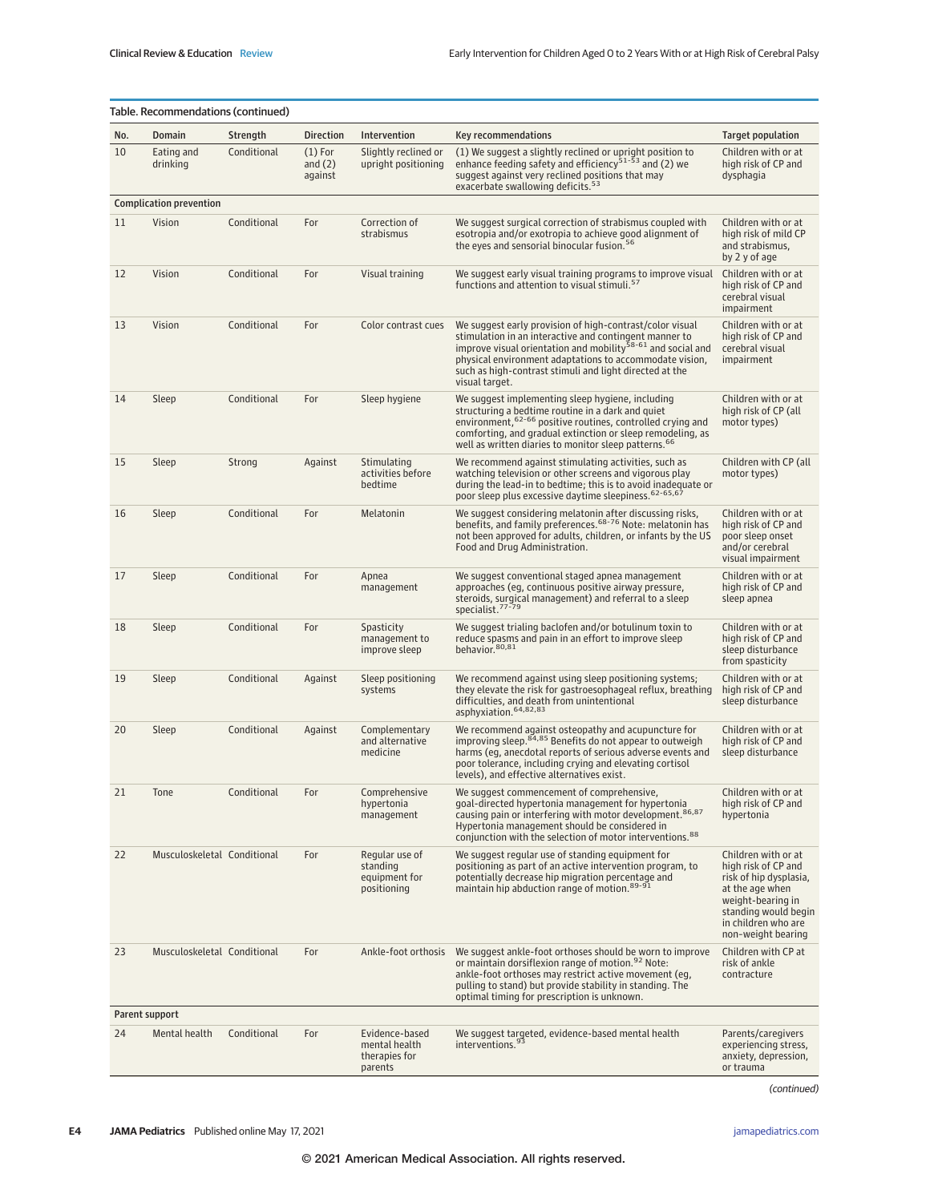Table. Recommendations (continued)

| No. | Domain | Strength | Direction | Intervention | Key recommendations | Target population |
|---|---|---|---|---|---|---|
| 10 | Eating and drinking | Conditional | (1) For and (2) against | Slightly reclined or upright positioning | (1) We suggest a slightly reclined or upright position to enhance feeding safety and efficiency[51-53] and (2) we suggest against very reclined positions that may exacerbate swallowing deficits.[53] | Children with or at high risk of CP and dysphagia |
| **Complication prevention** | | | | | | |
| 11 | Vision | Conditional | For | Correction of strabismus | We suggest surgical correction of strabismus coupled with esotropia and/or exotropia to achieve good alignment of the eyes and sensorial binocular fusion.[56] | Children with or at high risk of mild CP and strabismus, by 2 y of age |
| 12 | Vision | Conditional | For | Visual training | We suggest early visual training programs to improve visual functions and attention to visual stimuli.[57] | Children with or at high risk of CP and cerebral visual impairment |
| 13 | Vision | Conditional | For | Color contrast cues | We suggest early provision of high-contrast/color visual stimulation in an interactive and contingent manner to improve visual orientation and mobility[58-61] and social and physical environment adaptations to accommodate vision, such as high-contrast stimuli and light directed at the visual target. | Children with or at high risk of CP and cerebral visual impairment |
| 14 | Sleep | Conditional | For | Sleep hygiene | We suggest implementing sleep hygiene, including structuring a bedtime routine in a dark and quiet environment,[62-66] positive routines, controlled crying and comforting, and gradual extinction or sleep remodeling, as well as written diaries to monitor sleep patterns.[66] | Children with or at high risk of CP (all motor types) |
| 15 | Sleep | Strong | Against | Stimulating activities before bedtime | We recommend against stimulating activities, such as watching television or other screens and vigorous play during the lead-in to bedtime; this is to avoid inadequate or poor sleep plus excessive daytime sleepiness.[62-65,67] | Children with CP (all motor types) |
| 16 | Sleep | Conditional | For | Melatonin | We suggest considering melatonin after discussing risks, benefits, and family preferences.[68-76] Note: melatonin has not been approved for adults, children, or infants by the US Food and Drug Administration. | Children with or at high risk of CP and poor sleep onset and/or cerebral visual impairment |
| 17 | Sleep | Conditional | For | Apnea management | We suggest conventional staged apnea management approaches (eg, continuous positive airway pressure, steroids, surgical management) and referral to a sleep specialist.[77-79] | Children with or at high risk of CP and sleep apnea |
| 18 | Sleep | Conditional | For | Spasticity management to improve sleep | We suggest trialing baclofen and/or botulinum toxin to reduce spasms and pain in an effort to improve sleep behavior.[80,81] | Children with or at high risk of CP and sleep disturbance from spasticity |
| 19 | Sleep | Conditional | Against | Sleep positioning systems | We recommend against using sleep positioning systems; they elevate the risk for gastroesophageal reflux, breathing difficulties, and death from unintentional asphyxiation.[64,82,83] | Children with or at high risk of CP and sleep disturbance |
| 20 | Sleep | Conditional | Against | Complementary and alternative medicine | We recommend against osteopathy and acupuncture for improving sleep.[84,85] Benefits do not appear to outweigh harms (eg, anecdotal reports of serious adverse events and poor tolerance, including crying and elevating cortisol levels), and effective alternatives exist. | Children with or at high risk of CP and sleep disturbance |
| 21 | Tone | Conditional | For | Comprehensive hypertonia management | We suggest commencement of comprehensive, goal-directed hypertonia management for hypertonia causing pain or interfering with motor development.[86,87] Hypertonia management should be considered in conjunction with the selection of motor interventions.[88] | Children with or at high risk of CP and hypertonia |
| 22 | Musculoskeletal | Conditional | For | Regular use of standing equipment for positioning | We suggest regular use of standing equipment for positioning as part of an active intervention program, to potentially decrease hip migration percentage and maintain hip abduction range of motion.[89-91] | Children with or at high risk of CP and high risk of hip dysplasia, at the age when weight-bearing in standing would begin in children who are non-weight bearing |
| 23 | Musculoskeletal | Conditional | For | Ankle-foot orthosis | We suggest ankle-foot orthoses should be worn to improve or maintain dorsiflexion range of motion.[92] Note: ankle-foot orthoses may restrict active movement (eg, pulling to stand) but provide stability in standing. The optimal timing for prescription is unknown. | Children with CP at risk of ankle contracture |
| **Parent support** | | | | | | |
| 24 | Mental health | Conditional | For | Evidence-based mental health therapies for parents | We suggest targeted, evidence-based mental health interventions.[93] | Parents/caregivers experiencing stress, anxiety, depression, or trauma |

*(continued)*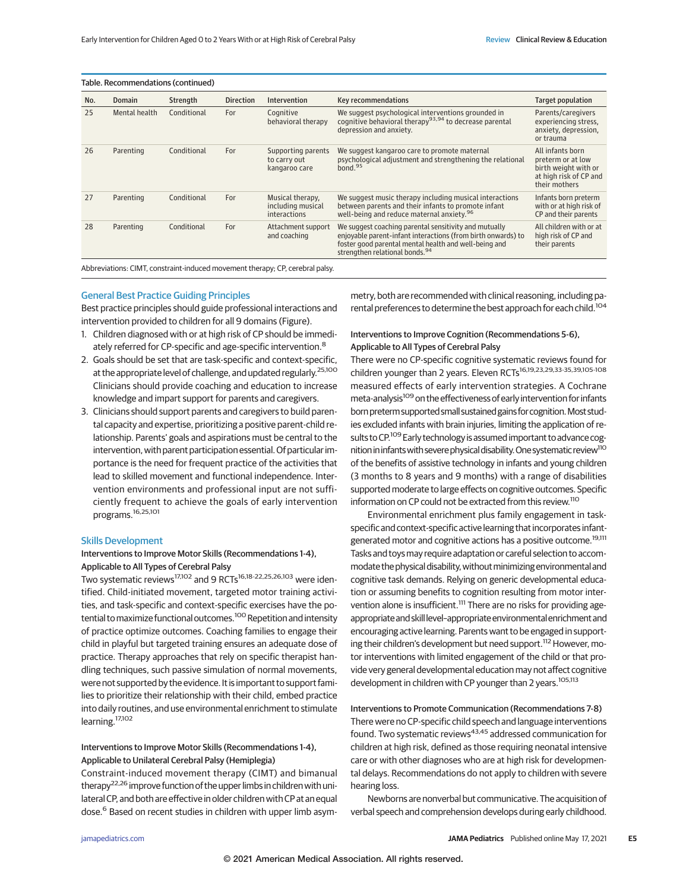Table. Recommendations (continued)

| No. | Domain | Strength | Direction | Intervention | Key recommendations | Target population |
|---|---|---|---|---|---|---|
| 25 | Mental health | Conditional | For | Cognitive behavioral therapy | We suggest psychological interventions grounded in cognitive behavioral therapy[93,94] to decrease parental depression and anxiety. | Parents/caregivers experiencing stress, anxiety, depression, or trauma |
| 26 | Parenting | Conditional | For | Supporting parents to carry out kangaroo care | We suggest kangaroo care to promote maternal psychological adjustment and strengthening the relational bond.[95] | All infants born preterm or at low birth weight with or at high risk of CP and their mothers |
| 27 | Parenting | Conditional | For | Musical therapy, including musical interactions | We suggest music therapy including musical interactions between parents and their infants to promote infant well-being and reduce maternal anxiety.[96] | Infants born preterm with or at high risk of CP and their parents |
| 28 | Parenting | Conditional | For | Attachment support and coaching | We suggest coaching parental sensitivity and mutually enjoyable parent-infant interactions (from birth onwards) to foster good parental mental health and well-being and strengthen relational bonds.[94] | All children with or at high risk of CP and their parents |

Abbreviations: CIMT, constraint-induced movement therapy; CP, cerebral palsy.

## General Best Practice Guiding Principles

Best practice principles should guide professional interactions and intervention provided to children for all 9 domains (Figure).

1. Children diagnosed with or at high risk of CP should be immediately referred for CP-specific and age-specific intervention.[8]
2. Goals should be set that are task-specific and context-specific, at the appropriate level of challenge, and updated regularly.[25,100] Clinicians should provide coaching and education to increase knowledge and impart support for parents and caregivers.
3. Clinicians should support parents and caregivers to build parental capacity and expertise, prioritizing a positive parent-child relationship. Parents' goals and aspirations must be central to the intervention, with parent participation essential. Of particular importance is the need for frequent practice of the activities that lead to skilled movement and functional independence. Intervention environments and professional input are not sufficiently frequent to achieve the goals of early intervention programs.[16,25,101]

## Skills Development

### Interventions to Improve Motor Skills (Recommendations 1-4), Applicable to All Types of Cerebral Palsy

Two systematic reviews[17,102] and 9 RCTs[16,18-22,25,26,103] were identified. Child-initiated movement, targeted motor training activities, and task-specific and context-specific exercises have the potential to maximize functional outcomes.[100] Repetition and intensity of practice optimize outcomes. Coaching families to engage their child in playful but targeted training ensures an adequate dose of practice. Therapy approaches that rely on specific therapist handling techniques, such passive simulation of normal movements, were not supported by the evidence. It is important to support families to prioritize their relationship with their child, embed practice into daily routines, and use environmental enrichment to stimulate learning.[17,102]

### Interventions to Improve Motor Skills (Recommendations 1-4), Applicable to Unilateral Cerebral Palsy (Hemiplegia)

Constraint-induced movement therapy (CIMT) and bimanual therapy[22,26] improve function of the upper limbs in children with unilateral CP, and both are effective in older children with CP at an equal dose.[6] Based on recent studies in children with upper limb asymmetry, both are recommended with clinical reasoning, including parental preferences to determine the best approach for each child.[104]

### Interventions to Improve Cognition (Recommendations 5-6), Applicable to All Types of Cerebral Palsy

There were no CP-specific cognitive systematic reviews found for children younger than 2 years. Eleven RCTs[16,19,23,29,33-35,39,105-108] measured effects of early intervention strategies. A Cochrane meta-analysis[109] on the effectiveness of early intervention for infants born preterm supported small sustained gains for cognition. Most studies excluded infants with brain injuries, limiting the application of results to CP.[109] Early technology is assumed important to advance cognition in infants with severe physical disability. One systematic review[110] of the benefits of assistive technology in infants and young children (3 months to 8 years and 9 months) with a range of disabilities supported moderate to large effects on cognitive outcomes. Specific information on CP could not be extracted from this review.[110]

Environmental enrichment plus family engagement in task-specific and context-specific active learning that incorporates infant-generated motor and cognitive actions has a positive outcome.[19,111] Tasks and toys may require adaptation or careful selection to accommodate the physical disability, without minimizing environmental and cognitive task demands. Relying on generic developmental education or assuming benefits to cognition resulting from motor intervention alone is insufficient.[111] There are no risks for providing age-appropriate and skill level–appropriate environmental enrichment and encouraging active learning. Parents want to be engaged in supporting their children's development but need support.[112] However, motor interventions with limited engagement of the child or that provide very general developmental education may not affect cognitive development in children with CP younger than 2 years.[105,113]

### Interventions to Promote Communication (Recommendations 7-8)

There were no CP-specific child speech and language interventions found. Two systematic reviews[43,45] addressed communication for children at high risk, defined as those requiring neonatal intensive care or with other diagnoses who are at high risk for developmental delays. Recommendations do not apply to children with severe hearing loss.

Newborns are nonverbal but communicative. The acquisition of verbal speech and comprehension develops during early childhood.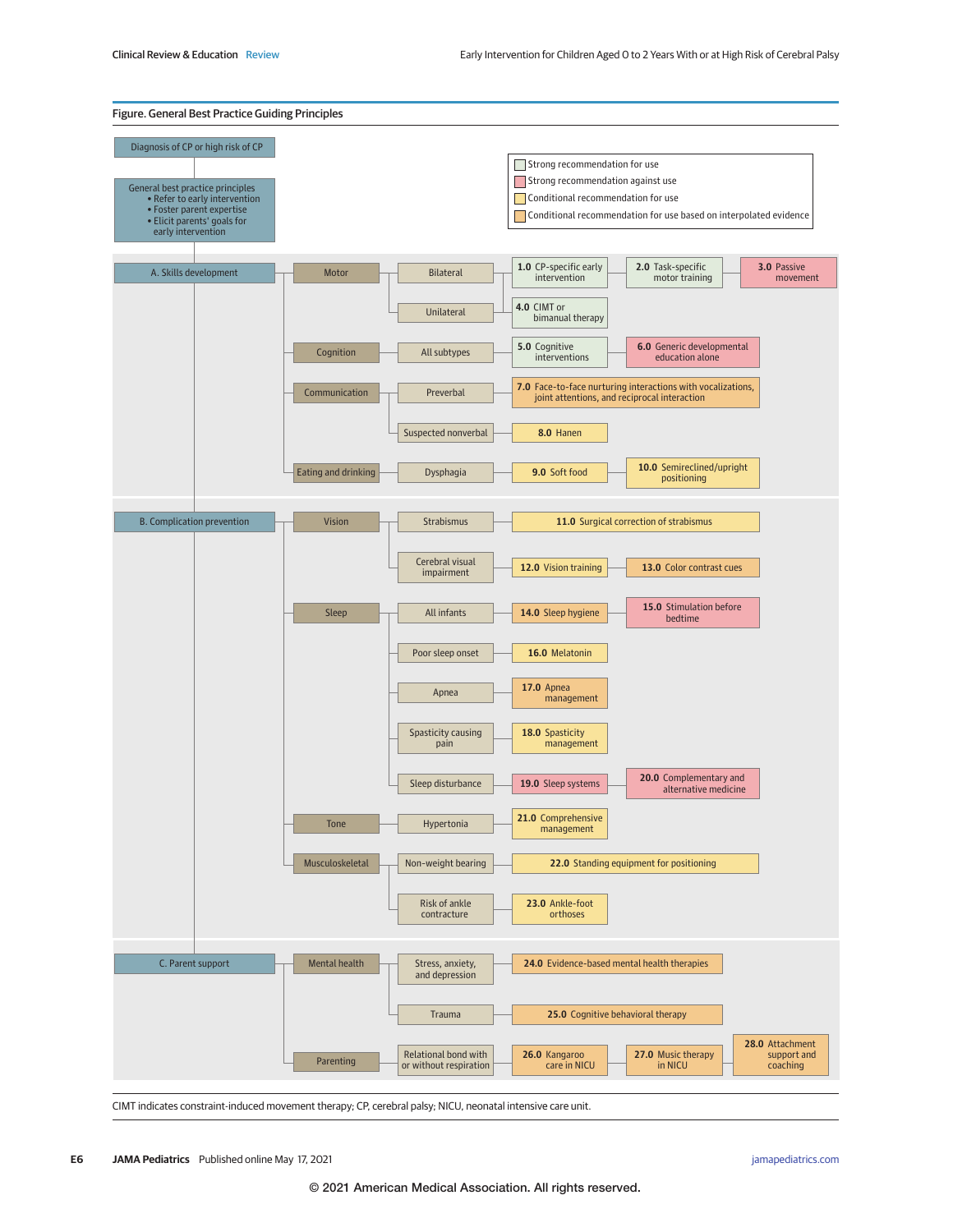**Figure. General Best Practice Guiding Principles**

Diagnosis of CP or high risk of CP

General best practice principles
- Refer to early intervention
- Foster parent expertise
- Elicit parents' goals for early intervention

Legend:
- Strong recommendation for use
- Strong recommendation against use
- Conditional recommendation for use
- Conditional recommendation for use based on interpolated evidence

| Area | Domain | Subgroup | Recommendations |
|---|---|---|---|
| A. Skills development | Motor | Bilateral | 1.0 CP-specific early intervention; 2.0 Task-specific motor training; 3.0 Passive movement |
| | | Unilateral | 4.0 CIMT or bimanual therapy |
| | Cognition | All subtypes | 5.0 Cognitive interventions; 6.0 Generic developmental education alone |
| | Communication | Preverbal | 7.0 Face-to-face nurturing interactions with vocalizations, joint attentions, and reciprocal interaction |
| | | Suspected nonverbal | 8.0 Hanen |
| | Eating and drinking | Dysphagia | 9.0 Soft food; 10.0 Semireclined/upright positioning |
| B. Complication prevention | Vision | Strabismus | 11.0 Surgical correction of strabismus |
| | | Cerebral visual impairment | 12.0 Vision training; 13.0 Color contrast cues |
| | Sleep | All infants | 14.0 Sleep hygiene; 15.0 Stimulation before bedtime |
| | | Poor sleep onset | 16.0 Melatonin |
| | | Apnea | 17.0 Apnea management |
| | | Spasticity causing pain | 18.0 Spasticity management |
| | | Sleep disturbance | 19.0 Sleep systems; 20.0 Complementary and alternative medicine |
| | Tone | Hypertonia | 21.0 Comprehensive management |
| | Musculoskeletal | Non-weight bearing | 22.0 Standing equipment for positioning |
| | | Risk of ankle contracture | 23.0 Ankle-foot orthoses |
| C. Parent support | Mental health | Stress, anxiety, and depression | 24.0 Evidence-based mental health therapies |
| | | Trauma | 25.0 Cognitive behavioral therapy |
| | Parenting | Relational bond with or without respiration | 26.0 Kangaroo care in NICU; 27.0 Music therapy in NICU; 28.0 Attachment support and coaching |

CIMT indicates constraint-induced movement therapy; CP, cerebral palsy; NICU, neonatal intensive care unit.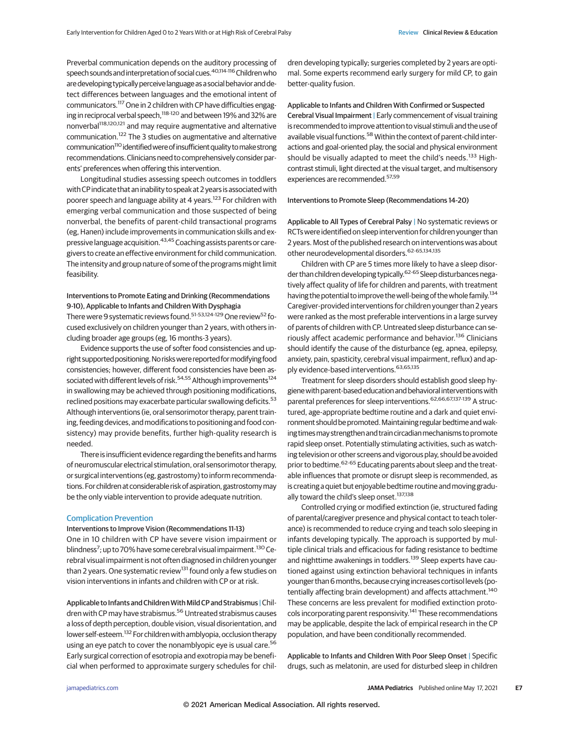Preverbal communication depends on the auditory processing of speech sounds and interpretation of social cues.[40,114-116] Children who are developing typically perceive language as a social behavior and detect differences between languages and the emotional intent of communicators.[117] One in 2 children with CP have difficulties engaging in reciprocal verbal speech,[118-120] and between 19% and 32% are nonverbal[118,120,121] and may require augmentative and alternative communication.[122] The 3 studies on augmentative and alternative communication[110] identified were of insufficient quality to make strong recommendations. Clinicians need to comprehensively consider parents' preferences when offering this intervention.

Longitudinal studies assessing speech outcomes in toddlers with CP indicate that an inability to speak at 2 years is associated with poorer speech and language ability at 4 years.[123] For children with emerging verbal communication and those suspected of being nonverbal, the benefits of parent-child transactional programs (eg, Hanen) include improvements in communication skills and expressive language acquisition.[43,45] Coaching assists parents or caregivers to create an effective environment for child communication. The intensity and group nature of some of the programs might limit feasibility.

#### Interventions to Promote Eating and Drinking (Recommendations 9-10), Applicable to Infants and Children With Dysphagia

There were 9 systematic reviews found.[51-53,124-129] One review[52] focused exclusively on children younger than 2 years, with others including broader age groups (eg, 16 months-3 years).

Evidence supports the use of softer food consistencies and upright supported positioning. No risks were reported for modifying food consistencies; however, different food consistencies have been associated with different levels of risk.[54,55] Although improvements[124] in swallowing may be achieved through positioning modifications, reclined positions may exacerbate particular swallowing deficits.[53] Although interventions (ie, oral sensorimotor therapy, parent training, feeding devices, and modifications to positioning and food consistency) may provide benefits, further high-quality research is needed.

There is insufficient evidence regarding the benefits and harms of neuromuscular electrical stimulation, oral sensorimotor therapy, or surgical interventions (eg, gastrostomy) to inform recommendations. For children at considerable risk of aspiration, gastrostomy may be the only viable intervention to provide adequate nutrition.

## Complication Prevention

#### Interventions to Improve Vision (Recommendations 11-13)

One in 10 children with CP have severe vision impairment or blindness[7]; up to 70% have some cerebral visual impairment.[130] Cerebral visual impairment is not often diagnosed in children younger than 2 years. One systematic review[131] found only a few studies on vision interventions in infants and children with CP or at risk.

**Applicable to Infants and Children With Mild CP and Strabismus** | Children with CP may have strabismus.[56] Untreated strabismus causes a loss of depth perception, double vision, visual disorientation, and lower self-esteem.[132] For children with amblyopia, occlusion therapy using an eye patch to cover the nonamblyopic eye is usual care.[56] Early surgical correction of esotropia and exotropia may be beneficial when performed to approximate surgery schedules for children developing typically; surgeries completed by 2 years are optimal. Some experts recommend early surgery for mild CP, to gain better-quality fusion.

**Applicable to Infants and Children With Confirmed or Suspected Cerebral Visual Impairment** | Early commencement of visual training is recommended to improve attention to visual stimuli and the use of available visual functions.[58] Within the context of parent-child interactions and goal-oriented play, the social and physical environment should be visually adapted to meet the child's needs.[133] High-contrast stimuli, light directed at the visual target, and multisensory experiences are recommended.[57,59]

#### Interventions to Promote Sleep (Recommendations 14-20)

**Applicable to All Types of Cerebral Palsy** | No systematic reviews or RCTs were identified on sleep intervention for children younger than 2 years. Most of the published research on interventions was about other neurodevelopmental disorders.[62-65,134,135]

Children with CP are 5 times more likely to have a sleep disorder than children developing typically.[62-65] Sleep disturbances negatively affect quality of life for children and parents, with treatment having the potential to improve the well-being of the whole family.[134] Caregiver-provided interventions for children younger than 2 years were ranked as the most preferable interventions in a large survey of parents of children with CP. Untreated sleep disturbance can seriously affect academic performance and behavior.[136] Clinicians should identify the cause of the disturbance (eg, apnea, epilepsy, anxiety, pain, spasticity, cerebral visual impairment, reflux) and apply evidence-based interventions.[63,65,135]

Treatment for sleep disorders should establish good sleep hygiene with parent-based education and behavioral interventions with parental preferences for sleep interventions.[62,66,67,137-139] A structured, age-appropriate bedtime routine and a dark and quiet environment should be promoted. Maintaining regular bedtime and waking times may strengthen and train circadian mechanisms to promote rapid sleep onset. Potentially stimulating activities, such as watching television or other screens and vigorous play, should be avoided prior to bedtime.[62-65] Educating parents about sleep and the treatable influences that promote or disrupt sleep is recommended, as is creating a quiet but enjoyable bedtime routine and moving gradually toward the child's sleep onset.[137,138]

Controlled crying or modified extinction (ie, structured fading of parental/caregiver presence and physical contact to teach tolerance) is recommended to reduce crying and teach solo sleeping in infants developing typically. The approach is supported by multiple clinical trials and efficacious for fading resistance to bedtime and nighttime awakenings in toddlers.[139] Sleep experts have cautioned against using extinction behavioral techniques in infants younger than 6 months, because crying increases cortisol levels (potentially affecting brain development) and affects attachment.[140] These concerns are less prevalent for modified extinction protocols incorporating parent responsivity.[141] These recommendations may be applicable, despite the lack of empirical research in the CP population, and have been conditionally recommended.

**Applicable to Infants and Children With Poor Sleep Onset** | Specific drugs, such as melatonin, are used for disturbed sleep in children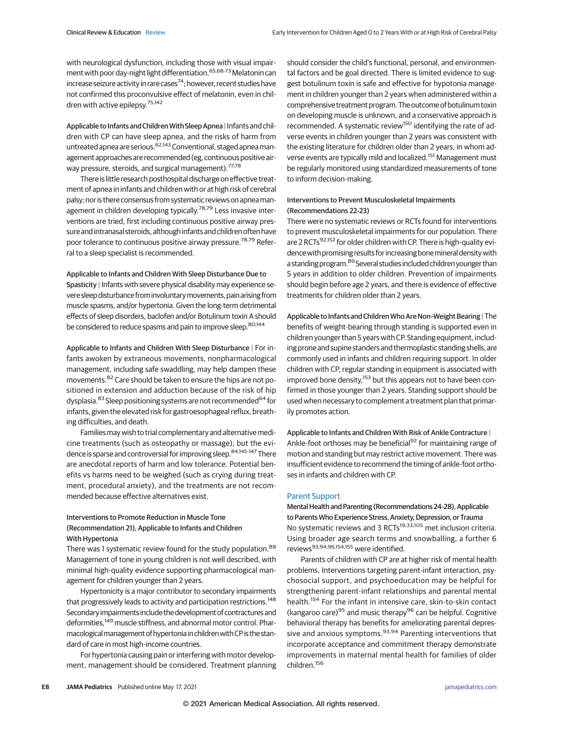with neurological dysfunction, including those with visual impairment with poor day-night light differentiation.[65,68-73] Melatonin can increase seizure activity in rare cases[74]; however, recent studies have not confirmed this proconvulsive effect of melatonin, even in children with active epilepsy.[75,142]

**Applicable to Infants and Children With Sleep Apnea** | Infants and children with CP can have sleep apnea, and the risks of harm from untreated apnea are serious.[62,143] Conventional, staged apnea management approaches are recommended (eg, continuous positive airway pressure, steroids, and surgical management).[77,78]

There is little research posthospital discharge on effective treatment of apnea in infants and children with or at high risk of cerebral palsy; nor is there consensus from systematic reviews on apnea management in children developing typically.[78,79] Less invasive interventions are tried, first including continuous positive airway pressure and intranasal steroids, although infants and children often have poor tolerance to continuous positive airway pressure.[78,79] Referral to a sleep specialist is recommended.

**Applicable to Infants and Children With Sleep Disturbance Due to Spasticity** | Infants with severe physical disability may experience severe sleep disturbance from involuntary movements, pain arising from muscle spasms, and/or hypertonia. Given the long-term detrimental effects of sleep disorders, baclofen and/or Botulinum toxin A should be considered to reduce spasms and pain to improve sleep.[80,144]

**Applicable to Infants and Children With Sleep Disturbance** | For infants awoken by extraneous movements, nonpharmacological management, including safe swaddling, may help dampen these movements.[82] Care should be taken to ensure the hips are not positioned in extension and adduction because of the risk of hip dysplasia.[83] Sleep positioning systems are not recommended[64] for infants, given the elevated risk for gastroesophageal reflux, breathing difficulties, and death.

Families may wish to trial complementary and alternative medicine treatments (such as osteopathy or massage), but the evidence is sparse and controversial for improving sleep.[84,145-147] There are anecdotal reports of harm and low tolerance. Potential benefits vs harms need to be weighed (such as crying during treatment, procedural anxiety), and the treatments are not recommended because effective alternatives exist.

### Interventions to Promote Reduction in Muscle Tone (Recommendation 21), Applicable to Infants and Children With Hypertonia

There was 1 systematic review found for the study population.[88] Management of tone in young children is not well described, with minimal high-quality evidence supporting pharmacological management for children younger than 2 years.

Hypertonicity is a major contributor to secondary impairments that progressively leads to activity and participation restrictions.[148] Secondary impairments include the development of contractures and deformities,[149] muscle stiffness, and abnormal motor control. Pharmacological management of hypertonia in children with CP is the standard of care in most high-income countries.

For hypertonia causing pain or interfering with motor development, management should be considered. Treatment planning should consider the child's functional, personal, and environmental factors and be goal directed. There is limited evidence to suggest botulinum toxin is safe and effective for hypotonia management in children younger than 2 years when administered within a comprehensive treatment program. The outcome of botulinum toxin on developing muscle is unknown, and a conservative approach is recommended. A systematic review[150] identifying the rate of adverse events in children younger than 2 years was consistent with the existing literature for children older than 2 years, in whom adverse events are typically mild and localized.[151] Management must be regularly monitored using standardized measurements of tone to inform decision-making.

### Interventions to Prevent Musculoskeletal Impairments (Recommendations 22-23)

There were no systematic reviews or RCTs found for interventions to prevent musculoskeletal impairments for our population. There are 2 RCTs[92,152] for older children with CP. There is high-quality evidence with promising results for increasing bone mineral density with a standing program.[89] Several studies included children younger than 5 years in addition to older children. Prevention of impairments should begin before age 2 years, and there is evidence of effective treatments for children older than 2 years.

**Applicable to Infants and Children Who Are Non–Weight Bearing** | The benefits of weight-bearing through standing is supported even in children younger than 5 years with CP. Standing equipment, including prone and supine standers and thermoplastic standing shells, are commonly used in infants and children requiring support. In older children with CP, regular standing in equipment is associated with improved bone density,[153] but this appears not to have been confirmed in those younger than 2 years. Standing support should be used when necessary to complement a treatment plan that primarily promotes action.

**Applicable to Infants and Children With Risk of Ankle Contracture** | Ankle-foot orthoses may be beneficial[92] for maintaining range of motion and standing but may restrict active movement. There was insufficient evidence to recommend the timing of ankle-foot orthoses in infants and children with CP.

## Parent Support

### Mental Health and Parenting (Recommendations 24-28), Applicable to Parents Who Experience Stress, Anxiety, Depression, or Trauma

No systematic reviews and 3 RCTs[19,33,105] met inclusion criteria. Using broader age search terms and snowballing, a further 6 reviews[93,94,96,154,155] were identified.

Parents of children with CP are at higher risk of mental health problems. Interventions targeting parent-infant interaction, psychosocial support, and psychoeducation may be helpful for strengthening parent-infant relationships and parental mental health.[154] For the infant in intensive care, skin-to-skin contact (kangaroo care)[95] and music therapy[96] can be helpful. Cognitive behavioral therapy has benefits for ameliorating parental depressive and anxious symptoms.[93,94] Parenting interventions that incorporate acceptance and commitment therapy demonstrate improvements in maternal mental health for families of older children.[156]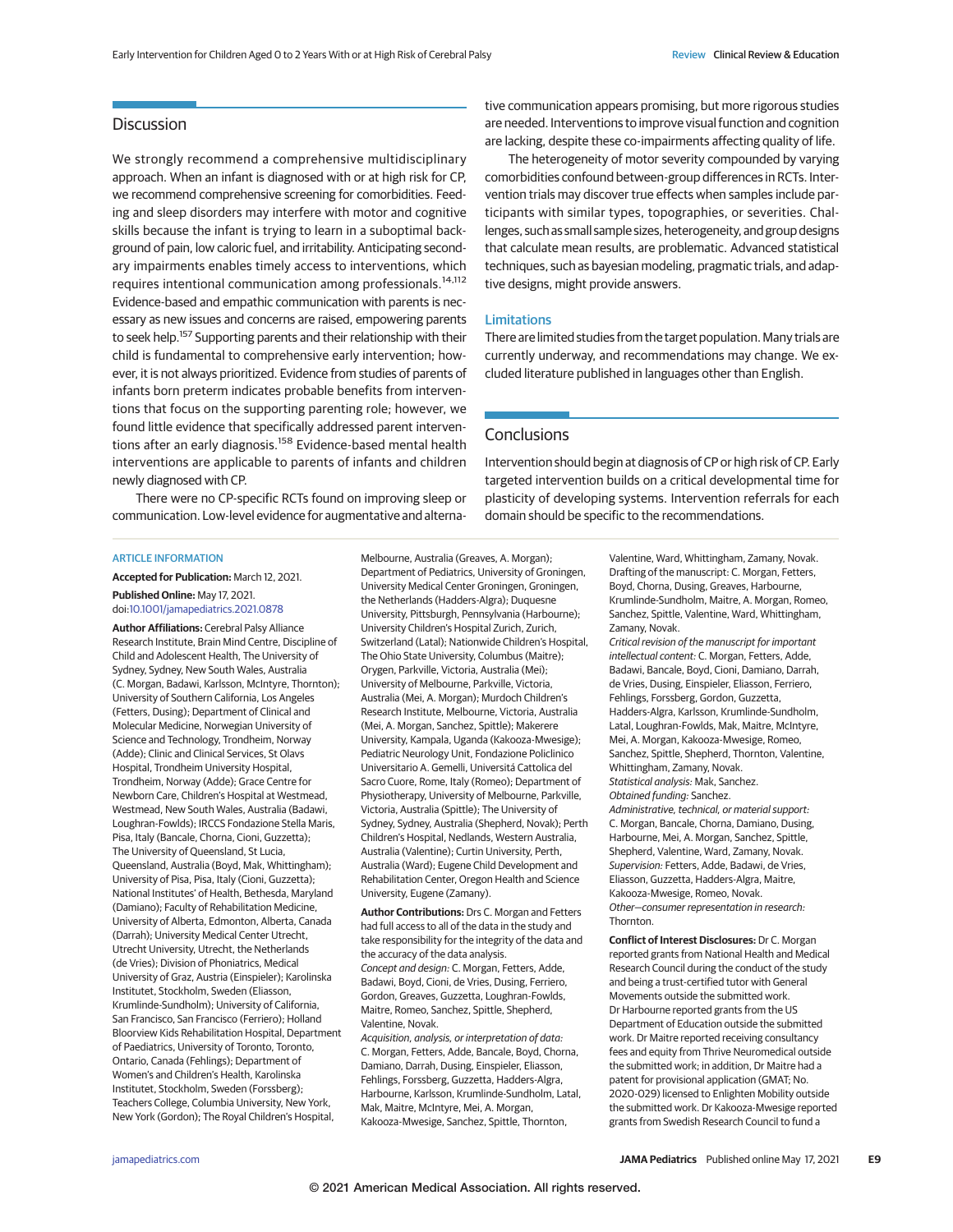## Discussion

We strongly recommend a comprehensive multidisciplinary approach. When an infant is diagnosed with or at high risk for CP, we recommend comprehensive screening for comorbidities. Feeding and sleep disorders may interfere with motor and cognitive skills because the infant is trying to learn in a suboptimal background of pain, low caloric fuel, and irritability. Anticipating secondary impairments enables timely access to interventions, which requires intentional communication among professionals.[14,112] Evidence-based and empathic communication with parents is necessary as new issues and concerns are raised, empowering parents to seek help.[157] Supporting parents and their relationship with their child is fundamental to comprehensive early intervention; however, it is not always prioritized. Evidence from studies of parents of infants born preterm indicates probable benefits from interventions that focus on the supporting parenting role; however, we found little evidence that specifically addressed parent interventions after an early diagnosis.[158] Evidence-based mental health interventions are applicable to parents of infants and children newly diagnosed with CP.

There were no CP-specific RCTs found on improving sleep or communication. Low-level evidence for augmentative and alternative communication appears promising, but more rigorous studies are needed. Interventions to improve visual function and cognition are lacking, despite these co-impairments affecting quality of life.

The heterogeneity of motor severity compounded by varying comorbidities confound between-group differences in RCTs. Intervention trials may discover true effects when samples include participants with similar types, topographies, or severities. Challenges, such as small sample sizes, heterogeneity, and group designs that calculate mean results, are problematic. Advanced statistical techniques, such as bayesian modeling, pragmatic trials, and adaptive designs, might provide answers.

### Limitations

There are limited studies from the target population. Many trials are currently underway, and recommendations may change. We excluded literature published in languages other than English.

## Conclusions

Intervention should begin at diagnosis of CP or high risk of CP. Early targeted intervention builds on a critical developmental time for plasticity of developing systems. Intervention referrals for each domain should be specific to the recommendations.

ARTICLE INFORMATION

**Accepted for Publication:** March 12, 2021.

**Published Online:** May 17, 2021. doi:10.1001/jamapediatrics.2021.0878

**Author Affiliations:** Cerebral Palsy Alliance Research Institute, Brain Mind Centre, Discipline of Child and Adolescent Health, The University of Sydney, Sydney, New South Wales, Australia (C. Morgan, Badawi, Karlsson, McIntyre, Thornton); University of Southern California, Los Angeles (Fetters, Dusing); Department of Clinical and Molecular Medicine, Norwegian University of Science and Technology, Trondheim, Norway (Adde); Clinic and Clinical Services, St Olavs Hospital, Trondheim University Hospital, Trondheim, Norway (Adde); Grace Centre for Newborn Care, Children's Hospital at Westmead, Westmead, New South Wales, Australia (Badawi, Loughran-Fowlds); IRCCS Fondazione Stella Maris, Pisa, Italy (Bancale, Chorna, Cioni, Guzzetta); The University of Queensland, St Lucia, Queensland, Australia (Boyd, Mak, Whittingham); University of Pisa, Pisa, Italy (Cioni, Guzzetta); National Institutes' of Health, Bethesda, Maryland (Damiano); Faculty of Rehabilitation Medicine, University of Alberta, Edmonton, Alberta, Canada (Darrah); University Medical Center Utrecht, Utrecht University, Utrecht, the Netherlands (de Vries); Division of Phoniatrics, Medical University of Graz, Austria (Einspieler); Karolinska Institutet, Stockholm, Sweden (Eliasson, Krumlinde-Sundholm); University of California, San Francisco, San Francisco (Ferriero); Holland Bloorview Kids Rehabilitation Hospital, Department of Paediatrics, University of Toronto, Toronto, Ontario, Canada (Fehlings); Department of Women's and Children's Health, Karolinska Institutet, Stockholm, Sweden (Forssberg); Teachers College, Columbia University, New York, New York (Gordon); The Royal Children's Hospital, Melbourne, Australia (Greaves, A. Morgan); Department of Pediatrics, University of Groningen, University Medical Center Groningen, Groningen, the Netherlands (Hadders-Algra); Duquesne University, Pittsburgh, Pennsylvania (Harbourne); University Children's Hospital Zurich, Zurich, Switzerland (Latal); Nationwide Children's Hospital, The Ohio State University, Columbus (Maitre); Orygen, Parkville, Victoria, Australia (Mei); University of Melbourne, Parkville, Victoria, Australia (Mei, A. Morgan); Murdoch Children's Research Institute, Melbourne, Victoria, Australia (Mei, A. Morgan, Sanchez, Spittle); Makerere University, Kampala, Uganda (Kakooza-Mwesige); Pediatric Neurology Unit, Fondazione Policlinico Universitario A. Gemelli, Universitá Cattolica del Sacro Cuore, Rome, Italy (Romeo); Department of Physiotherapy, University of Melbourne, Parkville, Victoria, Australia (Spittle); The University of Sydney, Sydney, Australia (Shepherd, Novak); Perth Children's Hospital, Nedlands, Western Australia, Australia (Valentine); Curtin University, Perth, Australia (Ward); Eugene Child Development and Rehabilitation Center, Oregon Health and Science University, Eugene (Zamany).

**Author Contributions:** Drs C. Morgan and Fetters had full access to all of the data in the study and take responsibility for the integrity of the data and the accuracy of the data analysis.

*Concept and design:* C. Morgan, Fetters, Adde, Badawi, Boyd, Cioni, de Vries, Dusing, Ferriero, Gordon, Greaves, Guzzetta, Loughran-Fowlds, Maitre, Romeo, Sanchez, Spittle, Shepherd, Valentine, Novak.

*Acquisition, analysis, or interpretation of data:* C. Morgan, Fetters, Adde, Bancale, Boyd, Chorna, Damiano, Darrah, Dusing, Einspieler, Eliasson, Fehlings, Forssberg, Guzzetta, Hadders-Algra, Harbourne, Karlsson, Krumlinde-Sundholm, Latal, Loughran-Fowlds, Mak, Maitre, McIntyre, Mei, A. Morgan, Kakooza-Mwesige, Sanchez, Spittle, Thornton, Valentine, Ward, Whittingham, Zamany, Novak.

*Drafting of the manuscript:* C. Morgan, Fetters, Boyd, Chorna, Dusing, Greaves, Harbourne, Krumlinde-Sundholm, Maitre, A. Morgan, Romeo, Sanchez, Spittle, Valentine, Ward, Whittingham, Zamany, Novak.

*Critical revision of the manuscript for important intellectual content:* C. Morgan, Fetters, Adde, Badawi, Bancale, Boyd, Cioni, Damiano, Darrah, de Vries, Dusing, Einspieler, Eliasson, Ferriero, Fehlings, Forssberg, Gordon, Guzzetta, Hadders-Algra, Karlsson, Krumlinde-Sundholm, Latal, Loughran-Fowlds, Mak, Maitre, McIntyre, Mei, A. Morgan, Kakooza-Mwesige, Romeo, Sanchez, Spittle, Shepherd, Thornton, Valentine, Whittingham, Zamany, Novak.

*Statistical analysis:* Mak, Sanchez.

*Obtained funding:* Sanchez.

*Administrative, technical, or material support:* C. Morgan, Bancale, Chorna, Damiano, Dusing, Harbourne, Mei, A. Morgan, Sanchez, Spittle, Shepherd, Valentine, Ward, Zamany, Novak.

*Supervision:* Fetters, Adde, Badawi, de Vries, Eliasson, Guzzetta, Hadders-Algra, Maitre, Kakooza-Mwesige, Romeo, Novak.

*Other—consumer representation in research:* Thornton.

**Conflict of Interest Disclosures:** Dr C. Morgan reported grants from National Health and Medical Research Council during the conduct of the study and being a trust-certified tutor with General Movements outside the submitted work. Dr Harbourne reported grants from the US Department of Education outside the submitted work. Dr Maitre reported receiving consultancy fees and equity from Thrive Neuromedical outside the submitted work; in addition, Dr Maitre had a patent for provisional application (GMAT; No. 2020-029) licensed to Enlighten Mobility outside the submitted work. Dr Kakooza-Mwesige reported grants from Swedish Research Council to fund a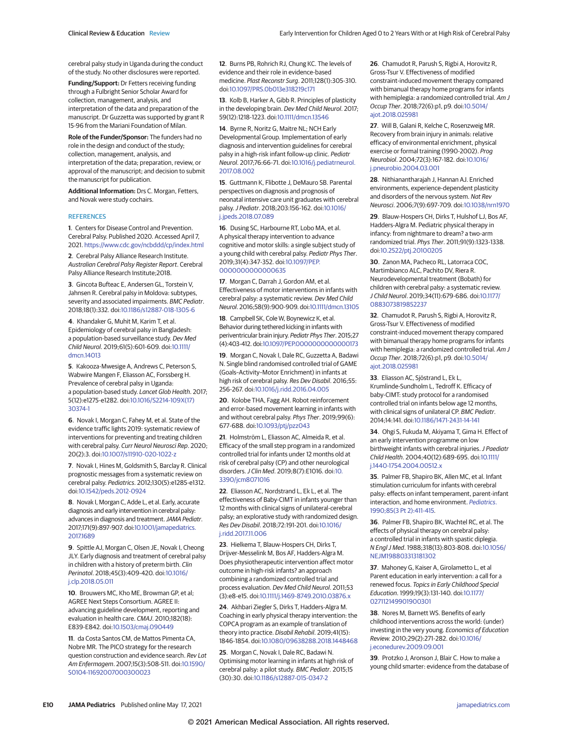cerebral palsy study in Uganda during the conduct of the study. No other disclosures were reported.

**Funding/Support:** Dr Fetters receiving funding through a Fulbright Senior Scholar Award for collection, management, analysis, and interpretation of the data and preparation of the manuscript. Dr Guzzetta was supported by grant R 15-96 from the Mariani Foundation of Milan.

**Role of the Funder/Sponsor:** The funders had no role in the design and conduct of the study; collection, management, analysis, and interpretation of the data; preparation, review, or approval of the manuscript; and decision to submit the manuscript for publication.

**Additional Information:** Drs C. Morgan, Fetters, and Novak were study cochairs.

## REFERENCES

1. Centers for Disease Control and Prevention. Cerebral Palsy. Published 2020. Accessed April 7, 2021. https://www.cdc.gov/ncbddd/cp/index.html

2. Cerebral Palsy Alliance Research Institute. *Australian Cerebral Palsy Register Report*. Cerebral Palsy Alliance Research Institute;2018.

3. Gincota Bufteac E, Andersen GL, Torstein V, Jahnsen R. Cerebral palsy in Moldova: subtypes, severity and associated impairments. *BMC Pediatr*. 2018;18(1):332. doi:10.1186/s12887-018-1305-6

4. Khandaker G, Muhit M, Karim T, et al. Epidemiology of cerebral palsy in Bangladesh: a population-based surveillance study. *Dev Med Child Neurol*. 2019;61(5):601-609. doi:10.1111/dmcn.14013

5. Kakooza-Mwesige A, Andrews C, Peterson S, Wabwire Mangen F, Eliasson AC, Forssberg H. Prevalence of cerebral palsy in Uganda: a population-based study. *Lancet Glob Health*. 2017;5(12):e1275-e1282. doi:10.1016/S2214-109X(17)30374-1

6. Novak I, Morgan C, Fahey M, et al. State of the evidence traffic lights 2019: systematic review of interventions for preventing and treating children with cerebral palsy. *Curr Neurol Neurosci Rep*. 2020;20(2):3. doi:10.1007/s11910-020-1022-z

7. Novak I, Hines M, Goldsmith S, Barclay R. Clinical prognostic messages from a systematic review on cerebral palsy. *Pediatrics*. 2012;130(5):e1285-e1312. doi:10.1542/peds.2012-0924

8. Novak I, Morgan C, Adde L, et al. Early, accurate diagnosis and early intervention in cerebral palsy: advances in diagnosis and treatment. *JAMA Pediatr*. 2017;171(9):897-907. doi:10.1001/jamapediatrics.2017.1689

9. Spittle AJ, Morgan C, Olsen JE, Novak I, Cheong JLY. Early diagnosis and treatment of cerebral palsy in children with a history of preterm birth. *Clin Perinatol*. 2018;45(3):409-420. doi:10.1016/j.clp.2018.05.011

10. Brouwers MC, Kho ME, Browman GP, et al; AGREE Next Steps Consortium. AGREE II: advancing guideline development, reporting and evaluation in health care. *CMAJ*. 2010;182(18):E839-E842. doi:10.1503/cmaj.090449

11. da Costa Santos CM, de Mattos Pimenta CA, Nobre MR. The PICO strategy for the research question construction and evidence search. *Rev Lat Am Enfermagem*. 2007;15(3):508-511. doi:10.1590/S0104-11692007000300023

12. Burns PB, Rohrich RJ, Chung KC. The levels of evidence and their role in evidence-based medicine. *Plast Reconstr Surg*. 2011;128(1):305-310. doi:10.1097/PRS.0b013e318219c171

13. Kolb B, Harker A, Gibb R. Principles of plasticity in the developing brain. *Dev Med Child Neurol*. 2017;59(12):1218-1223. doi:10.1111/dmcn.13546

14. Byrne R, Noritz G, Maitre NL; NCH Early Developmental Group. Implementation of early diagnosis and intervention guidelines for cerebral palsy in a high-risk infant follow-up clinic. *Pediatr Neurol*. 2017;76:66-71. doi:10.1016/j.pediatrneurol.2017.08.002

15. Guttmann K, Flibotte J, DeMauro SB. Parental perspectives on diagnosis and prognosis of neonatal intensive care unit graduates with cerebral palsy. *J Pediatr*. 2018;203:156-162. doi:10.1016/j.jpeds.2018.07.089

16. Dusing SC, Harbourne RT, Lobo MA, et al. A physical therapy intervention to advance cognitive and motor skills: a single subject study of a young child with cerebral palsy. *Pediatr Phys Ther*. 2019;31(4):347-352. doi:10.1097/PEP.0000000000000635

17. Morgan C, Darrah J, Gordon AM, et al. Effectiveness of motor interventions in infants with cerebral palsy: a systematic review. *Dev Med Child Neurol*. 2016;58(9):900-909. doi:10.1111/dmcn.13105

18. Campbell SK, Cole W, Boynewicz K, et al. Behavior during tethered kicking in infants with periventricular brain injury. *Pediatr Phys Ther*. 2015;27(4):403-412. doi:10.1097/PEP.0000000000000173

19. Morgan C, Novak I, Dale RC, Guzzetta A, Badawi N. Single blind randomised controlled trial of GAME (Goals–Activity–Motor Enrichment) in infants at high risk of cerebral palsy. *Res Dev Disabil*. 2016;55:256-267. doi:10.1016/j.ridd.2016.04.005

20. Kolobe THA, Fagg AH. Robot reinforcement and error-based movement learning in infants with and without cerebral palsy. *Phys Ther*. 2019;99(6):677-688. doi:10.1093/ptj/pzz043

21. Holmström L, Eliasson AC, Almeida R, et al. Efficacy of the small step program in a randomized controlled trial for infants under 12 months old at risk of cerebral palsy (CP) and other neurological disorders. *J Clin Med*. 2019;8(7):E1016. doi:10.3390/jcm8071016

22. Eliasson AC, Nordstrand L, Ek L, et al. The effectiveness of Baby-CIMT in infants younger than 12 months with clinical signs of unilateral-cerebral palsy; an explorative study with randomized design. *Res Dev Disabil*. 2018;72:191-201. doi:10.1016/j.ridd.2017.11.006

23. Hielkema T, Blauw-Hospers CH, Dirks T, Drijver-Messelink M, Bos AF, Hadders-Algra M. Does physiotherapeutic intervention affect motor outcome in high-risk infants? an approach combining a randomized controlled trial and process evaluation. *Dev Med Child Neurol*. 2011;53(3):e8-e15. doi:10.1111/j.1469-8749.2010.03876.x

24. Akhbari Ziegler S, Dirks T, Hadders-Algra M. Coaching in early physical therapy intervention: the COPCA program as an example of translation of theory into practice. *Disabil Rehabil*. 2019;41(15):1846-1854. doi:10.1080/09638288.2018.1448468

25. Morgan C, Novak I, Dale RC, Badawi N. Optimising motor learning in infants at high risk of cerebral palsy: a pilot study. *BMC Pediatr*. 2015;15(30):30. doi:10.1186/s12887-015-0347-2

26. Chamudot R, Parush S, Rigbi A, Horovitz R, Gross-Tsur V. Effectiveness of modified constraint-induced movement therapy compared with bimanual therapy home programs for infants with hemiplegia: a randomized controlled trial. *Am J Occup Ther*. 2018;72(6):p1, p9. doi:10.5014/ajot.2018.025981

27. Will B, Galani R, Kelche C, Rosenzweig MR. Recovery from brain injury in animals: relative efficacy of environmental enrichment, physical exercise or formal training (1990-2002). *Prog Neurobiol*. 2004;72(3):167-182. doi:10.1016/j.pneurobio.2004.03.001

28. Nithianantharajah J, Hannan AJ. Enriched environments, experience-dependent plasticity and disorders of the nervous system. *Nat Rev Neurosci*. 2006;7(9):697-709. doi:10.1038/nrn1970

29. Blauw-Hospers CH, Dirks T, Hulshof LJ, Bos AF, Hadders-Algra M. Pediatric physical therapy in infancy: from nightmare to dream? a two-arm randomized trial. *Phys Ther*. 2011;91(9):1323-1338. doi:10.2522/ptj.20100205

30. Zanon MA, Pacheco RL, Latorraca COC, Martimbianco ALC, Pachito DV, Riera R. Neurodevelopmental treatment (Bobath) for children with cerebral palsy: a systematic review. *J Child Neurol*. 2019;34(11):679-686. doi:10.1177/0883073819852237

32. Chamudot R, Parush S, Rigbi A, Horovitz R, Gross-Tsur V. Effectiveness of modified constraint-induced movement therapy compared with bimanual therapy home programs for infants with hemiplegia: a randomized controlled trial. *Am J Occup Ther*. 2018;72(6):p1, p9. doi:10.5014/ajot.2018.025981

33. Eliasson AC, Sjöstrand L, Ek L, Krumlinde-Sundholm L, Tedroff K. Efficacy of baby-CIMT: study protocol for a randomised controlled trial on infants below age 12 months, with clinical signs of unilateral CP. *BMC Pediatr*. 2014;14:141. doi:10.1186/1471-2431-14-141

34. Ohgi S, Fukuda M, Akiyama T, Gima H. Effect of an early intervention programme on low birthweight infants with cerebral injuries. *J Paediatr Child Health*. 2004;40(12):689-695. doi:10.1111/j.1440-1754.2004.00512.x

35. Palmer FB, Shapiro BK, Allen MC, et al. Infant stimulation curriculum for infants with cerebral palsy: effects on infant temperament, parent-infant interaction, and home environment. *Pediatrics*. 1990;85(3 Pt 2):411-415.

36. Palmer FB, Shapiro BK, Wachtel RC, et al. The effects of physical therapy on cerebral palsy: a controlled trial in infants with spastic diplegia. *N Engl J Med*. 1988;318(13):803-808. doi:10.1056/NEJM198803313181302

37. Mahoney G, Kaiser A, Girolametto L, et al. Parent education in early intervention: a call for a renewed focus. *Topics in Early Childhood Special Education*. 1999;19(3):131-140. doi:10.1177/027112149901900301

38. Nores M, Barnett WS. Benefits of early childhood interventions across the world: (under) investing in the very young. *Economics of Education Review*. 2010;29(2):271-282. doi:10.1016/j.econedurev.2009.09.001

39. Protzko J, Aronson J, Blair C. How to make a young child smarter: evidence from the database of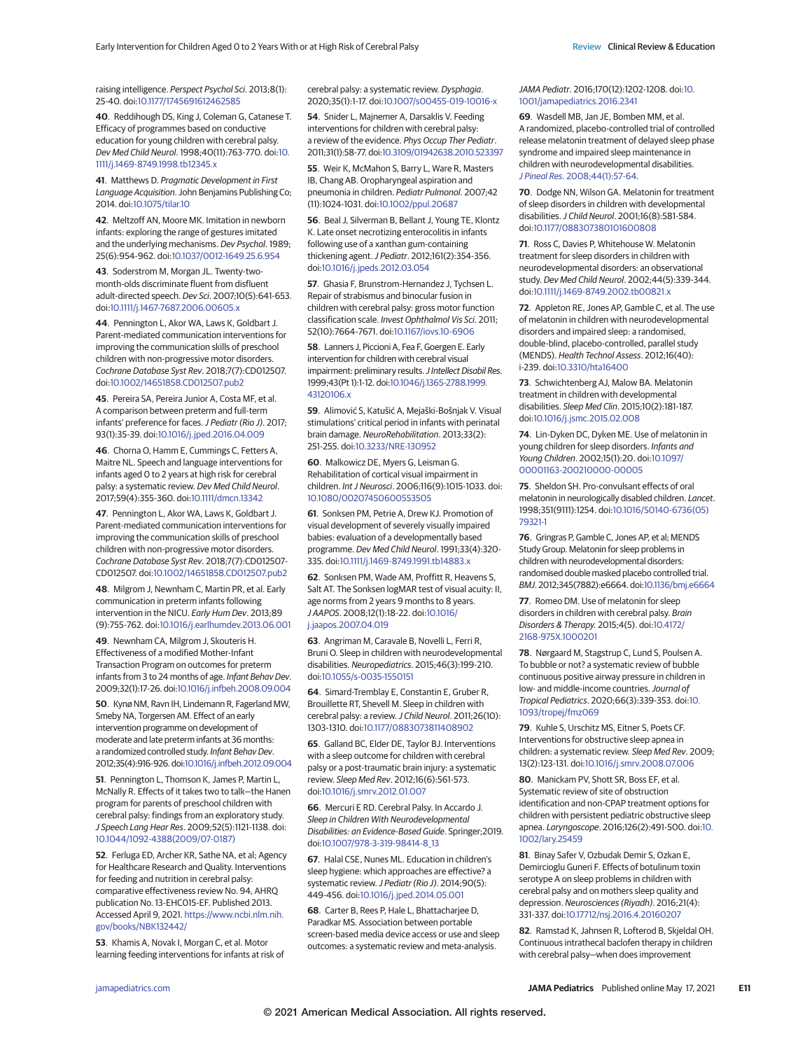raising intelligence. *Perspect Psychol Sci*. 2013;8(1):25-40. doi:10.1177/1745691612462585

**40**. Reddihough DS, King J, Coleman G, Catanese T. Efficacy of programmes based on conductive education for young children with cerebral palsy. *Dev Med Child Neurol*. 1998;40(11):763-770. doi:10.1111/j.1469-8749.1998.tb12345.x

**41**. Matthews D. *Pragmatic Development in First Language Acquisition*. John Benjamins Publishing Co; 2014. doi:10.1075/tilar.10

**42**. Meltzoff AN, Moore MK. Imitation in newborn infants: exploring the range of gestures imitated and the underlying mechanisms. *Dev Psychol*. 1989;25(6):954-962. doi:10.1037/0012-1649.25.6.954

**43**. Soderstrom M, Morgan JL. Twenty-two-month-olds discriminate fluent from disfluent adult-directed speech. *Dev Sci*. 2007;10(5):641-653. doi:10.1111/j.1467-7687.2006.00605.x

**44**. Pennington L, Akor WA, Laws K, Goldbart J. Parent-mediated communication interventions for improving the communication skills of preschool children with non-progressive motor disorders. *Cochrane Database Syst Rev*. 2018;7(7):CD012507. doi:10.1002/14651858.CD012507.pub2

**45**. Pereira SA, Pereira Junior A, Costa MF, et al. A comparison between preterm and full-term infants' preference for faces. *J Pediatr (Rio J)*. 2017;93(1):35-39. doi:10.1016/j.jped.2016.04.009

**46**. Chorna O, Hamm E, Cummings C, Fetters A, Maitre NL. Speech and language interventions for infants aged 0 to 2 years at high risk for cerebral palsy: a systematic review. *Dev Med Child Neurol*. 2017;59(4):355-360. doi:10.1111/dmcn.13342

**47**. Pennington L, Akor WA, Laws K, Goldbart J. Parent-mediated communication interventions for improving the communication skills of preschool children with non-progressive motor disorders. *Cochrane Database Syst Rev*. 2018;7(7):CD012507-CD012507. doi:10.1002/14651858.CD012507.pub2

**48**. Milgrom J, Newnham C, Martin PR, et al. Early communication in preterm infants following intervention in the NICU. *Early Hum Dev*. 2013;89(9):755-762. doi:10.1016/j.earlhumdev.2013.06.001

**49**. Newnham CA, Milgrom J, Skouteris H. Effectiveness of a modified Mother-Infant Transaction Program on outcomes for preterm infants from 3 to 24 months of age. *Infant Behav Dev*. 2009;32(1):17-26. doi:10.1016/j.infbeh.2008.09.004

**50**. Kynø NM, Ravn IH, Lindemann R, Fagerland MW, Smeby NA, Torgersen AM. Effect of an early intervention programme on development of moderate and late preterm infants at 36 months: a randomized controlled study. *Infant Behav Dev*. 2012;35(4):916-926. doi:10.1016/j.infbeh.2012.09.004

**51**. Pennington L, Thomson K, James P, Martin L, McNally R. Effects of it takes two to talk—the Hanen program for parents of preschool children with cerebral palsy: findings from an exploratory study. *J Speech Lang Hear Res*. 2009;52(5):1121-1138. doi:10.1044/1092-4388(2009/07-0187)

**52**. Ferluga ED, Archer KR, Sathe NA, et al; Agency for Healthcare Research and Quality. Interventions for feeding and nutrition in cerebral palsy: comparative effectiveness review No. 94, AHRQ publication No. 13-EHC015-EF. Published 2013. Accessed April 9, 2021. https://www.ncbi.nlm.nih.gov/books/NBK132442/

**53**. Khamis A, Novak I, Morgan C, et al. Motor learning feeding interventions for infants at risk of cerebral palsy: a systematic review. *Dysphagia*. 2020;35(1):1-17. doi:10.1007/s00455-019-10016-x

**54**. Snider L, Majnemer A, Darsaklis V. Feeding interventions for children with cerebral palsy: a review of the evidence. *Phys Occup Ther Pediatr*. 2011;31(1):58-77. doi:10.3109/01942638.2010.523397

**55**. Weir K, McMahon S, Barry L, Ware R, Masters IB, Chang AB. Oropharyngeal aspiration and pneumonia in children. *Pediatr Pulmonol*. 2007;42(11):1024-1031. doi:10.1002/ppul.20687

**56**. Beal J, Silverman B, Bellant J, Young TE, Klontz K. Late onset necrotizing enterocolitis in infants following use of a xanthan gum-containing thickening agent. *J Pediatr*. 2012;161(2):354-356. doi:10.1016/j.jpeds.2012.03.054

**57**. Ghasia F, Brunstrom-Hernandez J, Tychsen L. Repair of strabismus and binocular fusion in children with cerebral palsy: gross motor function classification scale. *Invest Ophthalmol Vis Sci*. 2011;52(10):7664-7671. doi:10.1167/iovs.10-6906

**58**. Lanners J, Piccioni A, Fea F, Goergen E. Early intervention for children with cerebral visual impairment: preliminary results. *J Intellect Disabil Res*. 1999;43(Pt 1):1-12. doi:10.1046/j.1365-2788.1999.43120106.x

**59**. Alimović S, Katušić A, Mejaški-Bošnjak V. Visual stimulations' critical period in infants with perinatal brain damage. *NeuroRehabilitation*. 2013;33(2):251-255. doi:10.3233/NRE-130952

**60**. Malkowicz DE, Myers G, Leisman G. Rehabilitation of cortical visual impairment in children. *Int J Neurosci*. 2006;116(9):1015-1033. doi:10.1080/00207450600553505

**61**. Sonksen PM, Petrie A, Drew KJ. Promotion of visual development of severely visually impaired babies: evaluation of a developmentally based programme. *Dev Med Child Neurol*. 1991;33(4):320-335. doi:10.1111/j.1469-8749.1991.tb14883.x

**62**. Sonksen PM, Wade AM, Proffitt R, Heavens S, Salt AT. The Sonksen logMAR test of visual acuity: II, age norms from 2 years 9 months to 8 years. *J AAPOS*. 2008;12(1):18-22. doi:10.1016/j.jaapos.2007.04.019

**63**. Angriman M, Caravale B, Novelli L, Ferri R, Bruni O. Sleep in children with neurodevelopmental disabilities. *Neuropediatrics*. 2015;46(3):199-210. doi:10.1055/s-0035-1550151

**64**. Simard-Tremblay E, Constantin E, Gruber R, Brouillette RT, Shevell M. Sleep in children with cerebral palsy: a review. *J Child Neurol*. 2011;26(10):1303-1310. doi:10.1177/0883073811408902

**65**. Galland BC, Elder DE, Taylor BJ. Interventions with a sleep outcome for children with cerebral palsy or a post-traumatic brain injury: a systematic review. *Sleep Med Rev*. 2012;16(6):561-573. doi:10.1016/j.smrv.2012.01.007

**66**. Mercuri E RD. Cerebral Palsy. In Accardo J. *Sleep in Children With Neurodevelopmental Disabilities: an Evidence-Based Guide*. Springer;2019. doi:10.1007/978-3-319-98414-8_13

**67**. Halal CSE, Nunes ML. Education in children's sleep hygiene: which approaches are effective? a systematic review. *J Pediatr (Rio J)*. 2014;90(5):449-456. doi:10.1016/j.jped.2014.05.001

**68**. Carter B, Rees P, Hale L, Bhattacharjee D, Paradkar MS. Association between portable screen-based media device access or use and sleep outcomes: a systematic review and meta-analysis. *JAMA Pediatr*. 2016;170(12):1202-1208. doi:10.1001/jamapediatrics.2016.2341

**69**. Wasdell MB, Jan JE, Bomben MM, et al. A randomized, placebo-controlled trial of controlled release melatonin treatment of delayed sleep phase syndrome and impaired sleep maintenance in children with neurodevelopmental disabilities. *J Pineal Res*. 2008;44(1):57-64.

**70**. Dodge NN, Wilson GA. Melatonin for treatment of sleep disorders in children with developmental disabilities. *J Child Neurol*. 2001;16(8):581-584. doi:10.1177/088307380101600808

**71**. Ross C, Davies P, Whitehouse W. Melatonin treatment for sleep disorders in children with neurodevelopmental disorders: an observational study. *Dev Med Child Neurol*. 2002;44(5):339-344. doi:10.1111/j.1469-8749.2002.tb00821.x

**72**. Appleton RE, Jones AP, Gamble C, et al. The use of melatonin in children with neurodevelopmental disorders and impaired sleep: a randomised, double-blind, placebo-controlled, parallel study (MENDS). *Health Technol Assess*. 2012;16(40):i-239. doi:10.3310/hta16400

**73**. Schwichtenberg AJ, Malow BA. Melatonin treatment in children with developmental disabilities. *Sleep Med Clin*. 2015;10(2):181-187. doi:10.1016/j.jsmc.2015.02.008

**74**. Lin-Dyken DC, Dyken ME. Use of melatonin in young children for sleep disorders. *Infants and Young Children*. 2002;15(1):20. doi:10.1097/00001163-200210000-00005

**75**. Sheldon SH. Pro-convulsant effects of oral melatonin in neurologically disabled children. *Lancet*. 1998;351(9111):1254. doi:10.1016/S0140-6736(05)79321-1

**76**. Gringras P, Gamble C, Jones AP, et al; MENDS Study Group. Melatonin for sleep problems in children with neurodevelopmental disorders: randomised double masked placebo controlled trial. *BMJ*. 2012;345(7882):e6664. doi:10.1136/bmj.e6664

**77**. Romeo DM. Use of melatonin for sleep disorders in children with cerebral palsy. *Brain Disorders & Therapy*. 2015;4(5). doi:10.4172/2168-975X.1000201

**78**. Nørgaard M, Stagstrup C, Lund S, Poulsen A. To bubble or not? a systematic review of bubble continuous positive airway pressure in children in low- and middle-income countries. *Journal of Tropical Pediatrics*. 2020;66(3):339-353. doi:10.1093/tropej/fmz069

**79**. Kuhle S, Urschitz MS, Eitner S, Poets CF. Interventions for obstructive sleep apnea in children: a systematic review. *Sleep Med Rev*. 2009;13(2):123-131. doi:10.1016/j.smrv.2008.07.006

**80**. Manickam PV, Shott SR, Boss EF, et al. Systematic review of site of obstruction identification and non-CPAP treatment options for children with persistent pediatric obstructive sleep apnea. *Laryngoscope*. 2016;126(2):491-500. doi:10.1002/lary.25459

**81**. Binay Safer V, Ozbudak Demir S, Ozkan E, Demircioglu Guneri F. Effects of botulinum toxin serotype A on sleep problems in children with cerebral palsy and on mothers sleep quality and depression. *Neurosciences (Riyadh)*. 2016;21(4):331-337. doi:10.17712/nsj.2016.4.20160207

**82**. Ramstad K, Jahnsen R, Lofterod B, Skjeldal OH. Continuous intrathecal baclofen therapy in children with cerebral palsy—when does improvement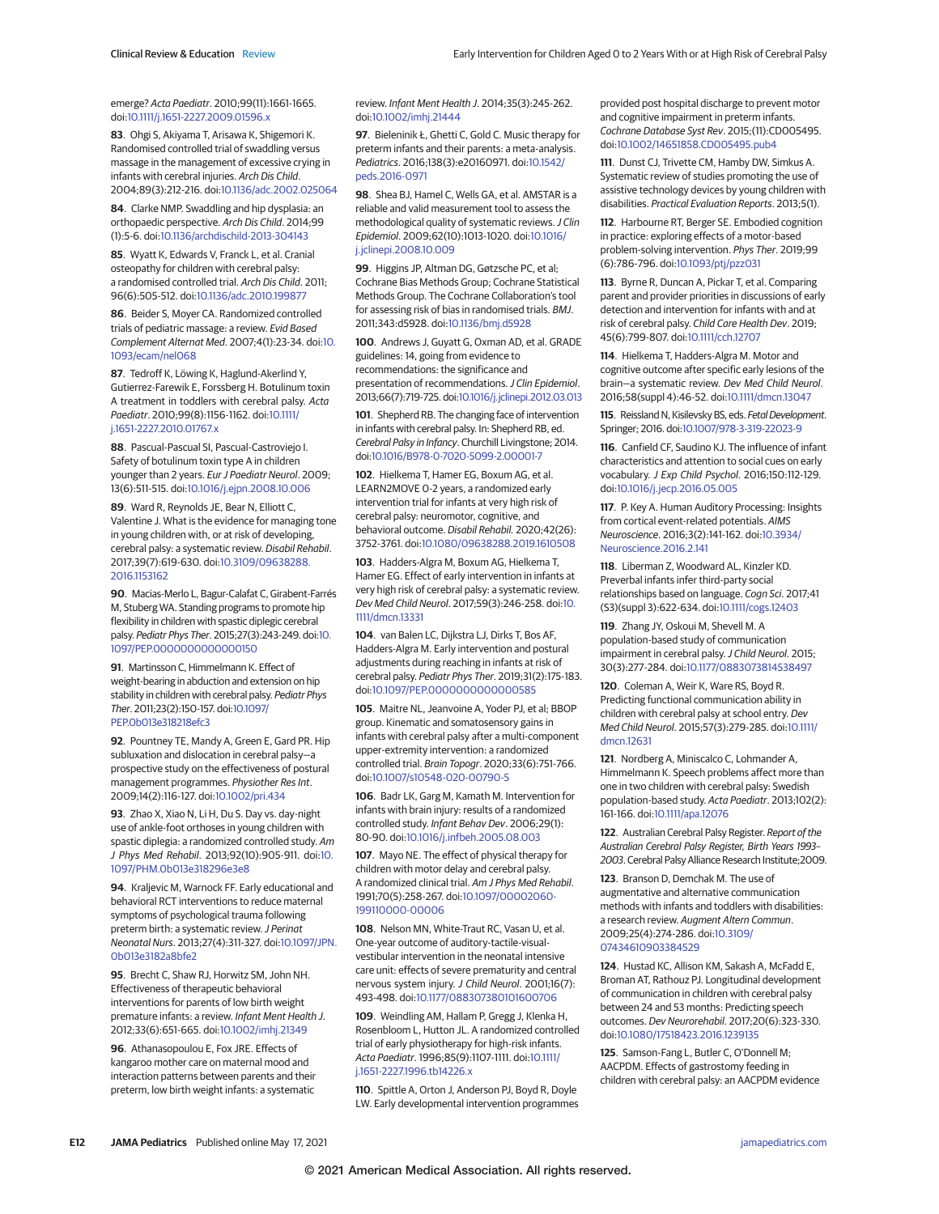emerge? *Acta Paediatr*. 2010;99(11):1661-1665. doi:10.1111/j.1651-2227.2009.01596.x

**83**. Ohgi S, Akiyama T, Arisawa K, Shigemori K. Randomised controlled trial of swaddling versus massage in the management of excessive crying in infants with cerebral injuries. *Arch Dis Child*. 2004;89(3):212-216. doi:10.1136/adc.2002.025064

**84**. Clarke NMP. Swaddling and hip dysplasia: an orthopaedic perspective. *Arch Dis Child*. 2014;99(1):5-6. doi:10.1136/archdischild-2013-304143

**85**. Wyatt K, Edwards V, Franck L, et al. Cranial osteopathy for children with cerebral palsy: a randomised controlled trial. *Arch Dis Child*. 2011; 96(6):505-512. doi:10.1136/adc.2010.199877

**86**. Beider S, Moyer CA. Randomized controlled trials of pediatric massage: a review. *Evid Based Complement Alternat Med*. 2007;4(1):23-34. doi:10.1093/ecam/nel068

**87**. Tedroff K, Löwing K, Haglund-Akerlind Y, Gutierrez-Farewik E, Forssberg H. Botulinum toxin A treatment in toddlers with cerebral palsy. *Acta Paediatr*. 2010;99(8):1156-1162. doi:10.1111/j.1651-2227.2010.01767.x

**88**. Pascual-Pascual SI, Pascual-Castroviejo I. Safety of botulinum toxin type A in children younger than 2 years. *Eur J Paediatr Neurol*. 2009; 13(6):511-515. doi:10.1016/j.ejpn.2008.10.006

**89**. Ward R, Reynolds JE, Bear N, Elliott C, Valentine J. What is the evidence for managing tone in young children with, or at risk of developing, cerebral palsy: a systematic review. *Disabil Rehabil*. 2017;39(7):619-630. doi:10.3109/09638288.2016.1153162

**90**. Macias-Merlo L, Bagur-Calafat C, Girabent-Farrés M, Stuberg WA. Standing programs to promote hip flexibility in children with spastic diplegic cerebral palsy. *Pediatr Phys Ther*. 2015;27(3):243-249. doi:10.1097/PEP.0000000000000150

**91**. Martinsson C, Himmelmann K. Effect of weight-bearing in abduction and extension on hip stability in children with cerebral palsy. *Pediatr Phys Ther*. 2011;23(2):150-157. doi:10.1097/PEP.0b013e318218efc3

**92**. Pountney TE, Mandy A, Green E, Gard PR. Hip subluxation and dislocation in cerebral palsy—a prospective study on the effectiveness of postural management programmes. *Physiother Res Int*. 2009;14(2):116-127. doi:10.1002/pri.434

**93**. Zhao X, Xiao N, Li H, Du S. Day vs. day-night use of ankle-foot orthoses in young children with spastic diplegia: a randomized controlled study. *Am J Phys Med Rehabil*. 2013;92(10):905-911. doi:10.1097/PHM.0b013e318296e3e8

**94**. Kraljevic M, Warnock FF. Early educational and behavioral RCT interventions to reduce maternal symptoms of psychological trauma following preterm birth: a systematic review. *J Perinat Neonatal Nurs*. 2013;27(4):311-327. doi:10.1097/JPN.0b013e3182a8bfe2

**95**. Brecht C, Shaw RJ, Horwitz SM, John NH. Effectiveness of therapeutic behavioral interventions for parents of low birth weight premature infants: a review. *Infant Ment Health J*. 2012;33(6):651-665. doi:10.1002/imhj.21349

**96**. Athanasopoulou E, Fox JRE. Effects of kangaroo mother care on maternal mood and interaction patterns between parents and their preterm, low birth weight infants: a systematic review. *Infant Ment Health J*. 2014;35(3):245-262. doi:10.1002/imhj.21444

**97**. Bieleninik Ł, Ghetti C, Gold C. Music therapy for preterm infants and their parents: a meta-analysis. *Pediatrics*. 2016;138(3):e20160971. doi:10.1542/peds.2016-0971

**98**. Shea BJ, Hamel C, Wells GA, et al. AMSTAR is a reliable and valid measurement tool to assess the methodological quality of systematic reviews. *J Clin Epidemiol*. 2009;62(10):1013-1020. doi:10.1016/j.jclinepi.2008.10.009

**99**. Higgins JP, Altman DG, Gøtzsche PC, et al; Cochrane Bias Methods Group; Cochrane Statistical Methods Group. The Cochrane Collaboration's tool for assessing risk of bias in randomised trials. *BMJ*. 2011;343:d5928. doi:10.1136/bmj.d5928

**100**. Andrews J, Guyatt G, Oxman AD, et al. GRADE guidelines: 14, going from evidence to recommendations: the significance and presentation of recommendations. *J Clin Epidemiol*. 2013;66(7):719-725. doi:10.1016/j.jclinepi.2012.03.013

**101**. Shepherd RB. The changing face of intervention in infants with cerebral palsy. In: Shepherd RB, ed. *Cerebral Palsy in Infancy*. Churchill Livingstone; 2014. doi:10.1016/B978-0-7020-5099-2.00001-7

**102**. Hielkema T, Hamer EG, Boxum AG, et al. LEARN2MOVE 0-2 years, a randomized early intervention trial for infants at very high risk of cerebral palsy: neuromotor, cognitive, and behavioral outcome. *Disabil Rehabil*. 2020;42(26): 3752-3761. doi:10.1080/09638288.2019.1610508

**103**. Hadders-Algra M, Boxum AG, Hielkema T, Hamer EG. Effect of early intervention in infants at very high risk of cerebral palsy: a systematic review. *Dev Med Child Neurol*. 2017;59(3):246-258. doi:10.1111/dmcn.13331

**104**. van Balen LC, Dijkstra LJ, Dirks T, Bos AF, Hadders-Algra M. Early intervention and postural adjustments during reaching in infants at risk of cerebral palsy. *Pediatr Phys Ther*. 2019;31(2):175-183. doi:10.1097/PEP.0000000000000585

**105**. Maitre NL, Jeanvoine A, Yoder PJ, et al; BBOP group. Kinematic and somatosensory gains in infants with cerebral palsy after a multi-component upper-extremity intervention: a randomized controlled trial. *Brain Topogr*. 2020;33(6):751-766. doi:10.1007/s10548-020-00790-5

**106**. Badr LK, Garg M, Kamath M. Intervention for infants with brain injury: results of a randomized controlled study. *Infant Behav Dev*. 2006;29(1): 80-90. doi:10.1016/j.infbeh.2005.08.003

**107**. Mayo NE. The effect of physical therapy for children with motor delay and cerebral palsy. A randomized clinical trial. *Am J Phys Med Rehabil*. 1991;70(5):258-267. doi:10.1097/00002060-199110000-00006

**108**. Nelson MN, White-Traut RC, Vasan U, et al. One-year outcome of auditory-tactile-visual-vestibular intervention in the neonatal intensive care unit: effects of severe prematurity and central nervous system injury. *J Child Neurol*. 2001;16(7): 493-498. doi:10.1177/088307380101600706

**109**. Weindling AM, Hallam P, Gregg J, Klenka H, Rosenbloom L, Hutton JL. A randomized controlled trial of early physiotherapy for high-risk infants. *Acta Paediatr*. 1996;85(9):1107-1111. doi:10.1111/j.1651-2227.1996.tb14226.x

**110**. Spittle A, Orton J, Anderson PJ, Boyd R, Doyle LW. Early developmental intervention programmes provided post hospital discharge to prevent motor and cognitive impairment in preterm infants. *Cochrane Database Syst Rev*. 2015;(11):CD005495. doi:10.1002/14651858.CD005495.pub4

**111**. Dunst CJ, Trivette CM, Hamby DW, Simkus A. Systematic review of studies promoting the use of assistive technology devices by young children with disabilities. *Practical Evaluation Reports*. 2013;5(1).

**112**. Harbourne RT, Berger SE. Embodied cognition in practice: exploring effects of a motor-based problem-solving intervention. *Phys Ther*. 2019;99(6):786-796. doi:10.1093/ptj/pzz031

**113**. Byrne R, Duncan A, Pickar T, et al. Comparing parent and provider priorities in discussions of early detection and intervention for infants with and at risk of cerebral palsy. *Child Care Health Dev*. 2019; 45(6):799-807. doi:10.1111/cch.12707

**114**. Hielkema T, Hadders-Algra M. Motor and cognitive outcome after specific early lesions of the brain—a systematic review. *Dev Med Child Neurol*. 2016;58(suppl 4):46-52. doi:10.1111/dmcn.13047

**115**. Reissland N, Kisilevsky BS, eds. *Fetal Development*. Springer; 2016. doi:10.1007/978-3-319-22023-9

**116**. Canfield CF, Saudino KJ. The influence of infant characteristics and attention to social cues on early vocabulary. *J Exp Child Psychol*. 2016;150:112-129. doi:10.1016/j.jecp.2016.05.005

**117**. P. Key A. Human Auditory Processing: Insights from cortical event-related potentials. *AIMS Neuroscience*. 2016;3(2):141-162. doi:10.3934/Neuroscience.2016.2.141

**118**. Liberman Z, Woodward AL, Kinzler KD. Preverbal infants infer third-party social relationships based on language. *Cogn Sci*. 2017;41 (S3)(suppl 3):622-634. doi:10.1111/cogs.12403

**119**. Zhang JY, Oskoui M, Shevell M. A population-based study of communication impairment in cerebral palsy. *J Child Neurol*. 2015; 30(3):277-284. doi:10.1177/0883073814538497

**120**. Coleman A, Weir K, Ware RS, Boyd R. Predicting functional communication ability in children with cerebral palsy at school entry. *Dev Med Child Neurol*. 2015;57(3):279-285. doi:10.1111/dmcn.12631

**121**. Nordberg A, Miniscalco C, Lohmander A, Himmelmann K. Speech problems affect more than one in two children with cerebral palsy: Swedish population-based study. *Acta Paediatr*. 2013;102(2): 161-166. doi:10.1111/apa.12076

**122**. Australian Cerebral Palsy Register. *Report of the Australian Cerebral Palsy Register, Birth Years 1993-2003*. Cerebral Palsy Alliance Research Institute;2009.

**123**. Branson D, Demchak M. The use of augmentative and alternative communication methods with infants and toddlers with disabilities: a research review. *Augment Altern Commun*. 2009;25(4):274-286. doi:10.3109/07434610903384529

**124**. Hustad KC, Allison KM, Sakash A, McFadd E, Broman AT, Rathouz PJ. Longitudinal development of communication in children with cerebral palsy between 24 and 53 months: Predicting speech outcomes. *Dev Neurorehabil*. 2017;20(6):323-330. doi:10.1080/17518423.2016.1239135

**125**. Samson-Fang L, Butler C, O'Donnell M; AACPDM. Effects of gastrostomy feeding in children with cerebral palsy: an AACPDM evidence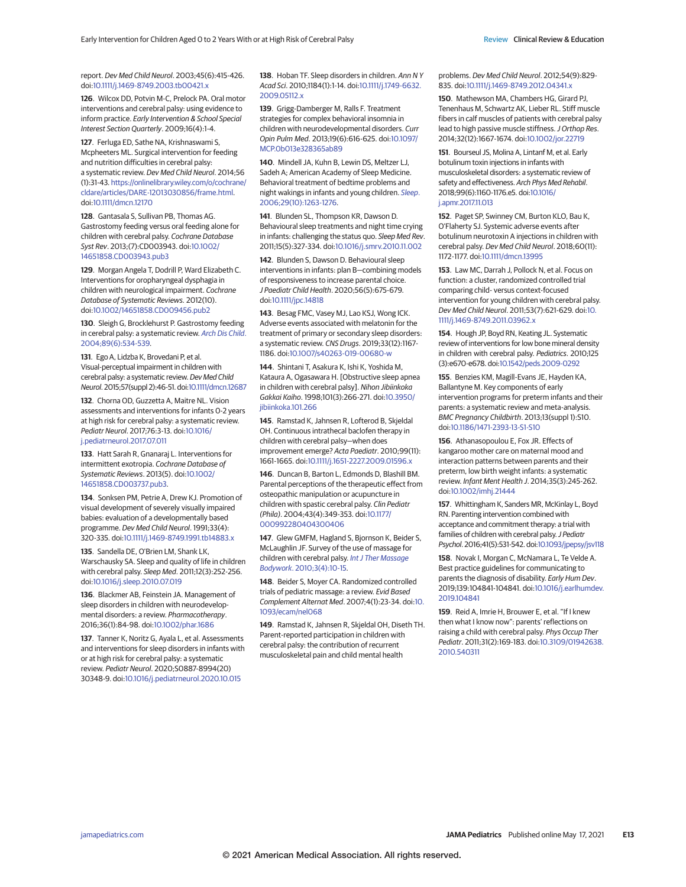report. *Dev Med Child Neurol*. 2003;45(6):415-426. doi:10.1111/j.1469-8749.2003.tb00421.x

**126**. Wilcox DD, Potvin M-C, Prelock PA. Oral motor interventions and cerebral palsy: using evidence to inform practice. *Early Intervention & School Special Interest Section Quarterly*. 2009;16(4):1-4.

**127**. Ferluga ED, Sathe NA, Krishnaswami S, Mcpheeters ML. Surgical intervention for feeding and nutrition difficulties in cerebral palsy: a systematic review. *Dev Med Child Neurol*. 2014;56 (1):31-43. https://onlinelibrary.wiley.com/o/cochrane/cldare/articles/DARE-12013030856/frame.html. doi:10.1111/dmcn.12170

**128**. Gantasala S, Sullivan PB, Thomas AG. Gastrostomy feeding versus oral feeding alone for children with cerebral palsy. *Cochrane Database Syst Rev*. 2013;(7):CD003943. doi:10.1002/14651858.CD003943.pub3

**129**. Morgan Angela T, Dodrill P, Ward Elizabeth C. Interventions for oropharyngeal dysphagia in children with neurological impairment. *Cochrane Database of Systematic Reviews*. 2012(10). doi:10.1002/14651858.CD009456.pub2

**130**. Sleigh G, Brocklehurst P. Gastrostomy feeding in cerebral palsy: a systematic review. *Arch Dis Child*. 2004;89(6):534-539.

**131**. Ego A, Lidzba K, Brovedani P, et al. Visual-perceptual impairment in children with cerebral palsy: a systematic review. *Dev Med Child Neurol*. 2015;57(suppl 2):46-51. doi:10.1111/dmcn.12687

**132**. Chorna OD, Guzzetta A, Maitre NL. Vision assessments and interventions for infants 0-2 years at high risk for cerebral palsy: a systematic review. *Pediatr Neurol*. 2017;76:3-13. doi:10.1016/j.pediatrneurol.2017.07.011

**133**. Hatt Sarah R, Gnanaraj L. Interventions for intermittent exotropia. *Cochrane Database of Systematic Reviews*. 2013(5). doi:10.1002/14651858.CD003737.pub3.

**134**. Sonksen PM, Petrie A, Drew KJ. Promotion of visual development of severely visually impaired babies: evaluation of a developmentally based programme. *Dev Med Child Neurol*. 1991;33(4): 320-335. doi:10.1111/j.1469-8749.1991.tb14883.x

**135**. Sandella DE, O'Brien LM, Shank LK, Warschausky SA. Sleep and quality of life in children with cerebral palsy. *Sleep Med*. 2011;12(3):252-256. doi:10.1016/j.sleep.2010.07.019

**136**. Blackmer AB, Feinstein JA. Management of sleep disorders in children with neurodevelopmental disorders: a review. *Pharmacotherapy*. 2016;36(1):84-98. doi:10.1002/phar.1686

**137**. Tanner K, Noritz G, Ayala L, et al. Assessments and interventions for sleep disorders in infants with or at high risk for cerebral palsy: a systematic review. *Pediatr Neurol*. 2020;S0887-8994(20) 30348-9. doi:10.1016/j.pediatrneurol.2020.10.015

**138**. Hoban TF. Sleep disorders in children. *Ann N Y Acad Sci*. 2010;1184(1):1-14. doi:10.1111/j.1749-6632.2009.05112.x

**139**. Grigg-Damberger M, Ralls F. Treatment strategies for complex behavioral insomnia in children with neurodevelopmental disorders. *Curr Opin Pulm Med*. 2013;19(6):616-625. doi:10.1097/MCP.0b013e328365ab89

**140**. Mindell JA, Kuhn B, Lewin DS, Meltzer LJ, Sadeh A; American Academy of Sleep Medicine. Behavioral treatment of bedtime problems and night wakings in infants and young children. *Sleep*. 2006;29(10):1263-1276.

**141**. Blunden SL, Thompson KR, Dawson D. Behavioural sleep treatments and night time crying in infants: challenging the status quo. *Sleep Med Rev*. 2011;15(5):327-334. doi:10.1016/j.smrv.2010.11.002

**142**. Blunden S, Dawson D. Behavioural sleep interventions in infants: plan B—combining models of responsiveness to increase parental choice. *J Paediatr Child Health*. 2020;56(5):675-679. doi:10.1111/jpc.14818

**143**. Besag FMC, Vasey MJ, Lao KSJ, Wong ICK. Adverse events associated with melatonin for the treatment of primary or secondary sleep disorders: a systematic review. *CNS Drugs*. 2019;33(12):1167-1186. doi:10.1007/s40263-019-00680-w

**144**. Shintani T, Asakura K, Ishi K, Yoshida M, Kataura A, Ogasawara H. [Obstructive sleep apnea in children with cerebral palsy]. *Nihon Jibiinkoka Gakkai Kaiho*. 1998;101(3):266-271. doi:10.3950/jibiinkoka.101.266

**145**. Ramstad K, Jahnsen R, Lofterod B, Skjeldal OH. Continuous intrathecal baclofen therapy in children with cerebral palsy—when does improvement emerge? *Acta Paediatr*. 2010;99(11): 1661-1665. doi:10.1111/j.1651-2227.2009.01596.x

**146**. Duncan B, Barton L, Edmonds D, Blashill BM. Parental perceptions of the therapeutic effect from osteopathic manipulation or acupuncture in children with spastic cerebral palsy. *Clin Pediatr (Phila)*. 2004;43(4):349-353. doi:10.1177/000992280404300406

**147**. Glew GMFM, Hagland S, Bjornson K, Beider S, McLaughlin JF. Survey of the use of massage for children with cerebral palsy. *Int J Ther Massage Bodywork*. 2010;3(4):10-15.

**148**. Beider S, Moyer CA. Randomized controlled trials of pediatric massage: a review. *Evid Based Complement Alternat Med*. 2007;4(1):23-34. doi:10.1093/ecam/nel068

**149**. Ramstad K, Jahnsen R, Skjeldal OH, Diseth TH. Parent-reported participation in children with cerebral palsy: the contribution of recurrent musculoskeletal pain and child mental health problems. *Dev Med Child Neurol*. 2012;54(9):829-835. doi:10.1111/j.1469-8749.2012.04341.x

**150**. Mathewson MA, Chambers HG, Girard PJ, Tenenhaus M, Schwartz AK, Lieber RL. Stiff muscle fibers in calf muscles of patients with cerebral palsy lead to high passive muscle stiffness. *J Orthop Res*. 2014;32(12):1667-1674. doi:10.1002/jor.22719

**151**. Bourseul JS, Molina A, Lintanf M, et al. Early botulinum toxin injections in infants with musculoskeletal disorders: a systematic review of safety and effectiveness. *Arch Phys Med Rehabil*. 2018;99(6):1160-1176.e5. doi:10.1016/j.apmr.2017.11.013

**152**. Paget SP, Swinney CM, Burton KLO, Bau K, O'Flaherty SJ. Systemic adverse events after botulinum neurotoxin A injections in children with cerebral palsy. *Dev Med Child Neurol*. 2018;60(11): 1172-1177. doi:10.1111/dmcn.13995

**153**. Law MC, Darrah J, Pollock N, et al. Focus on function: a cluster, randomized controlled trial comparing child- versus context-focused intervention for young children with cerebral palsy. *Dev Med Child Neurol*. 2011;53(7):621-629. doi:10.1111/j.1469-8749.2011.03962.x

**154**. Hough JP, Boyd RN, Keating JL. Systematic review of interventions for low bone mineral density in children with cerebral palsy. *Pediatrics*. 2010;125 (3):e670-e678. doi:10.1542/peds.2009-0292

**155**. Benzies KM, Magill-Evans JE, Hayden KA, Ballantyne M. Key components of early intervention programs for preterm infants and their parents: a systematic review and meta-analysis. *BMC Pregnancy Childbirth*. 2013;13(suppl 1):S10. doi:10.1186/1471-2393-13-S1-S10

**156**. Athanasopoulou E, Fox JR. Effects of kangaroo mother care on maternal mood and interaction patterns between parents and their preterm, low birth weight infants: a systematic review. *Infant Ment Health J*. 2014;35(3):245-262. doi:10.1002/imhj.21444

**157**. Whittingham K, Sanders MR, McKinlay L, Boyd RN. Parenting intervention combined with acceptance and commitment therapy: a trial with families of children with cerebral palsy. *J Pediatr Psychol*. 2016;41(5):531-542. doi:10.1093/jpepsy/jsv118

**158**. Novak I, Morgan C, McNamara L, Te Velde A. Best practice guidelines for communicating to parents the diagnosis of disability. *Early Hum Dev*. 2019;139:104841-104841. doi:10.1016/j.earlhumdev.2019.104841

**159**. Reid A, Imrie H, Brouwer E, et al. "If I knew then what I know now": parents' reflections on raising a child with cerebral palsy. *Phys Occup Ther Pediatr*. 2011;31(2):169-183. doi:10.3109/01942638.2010.540311